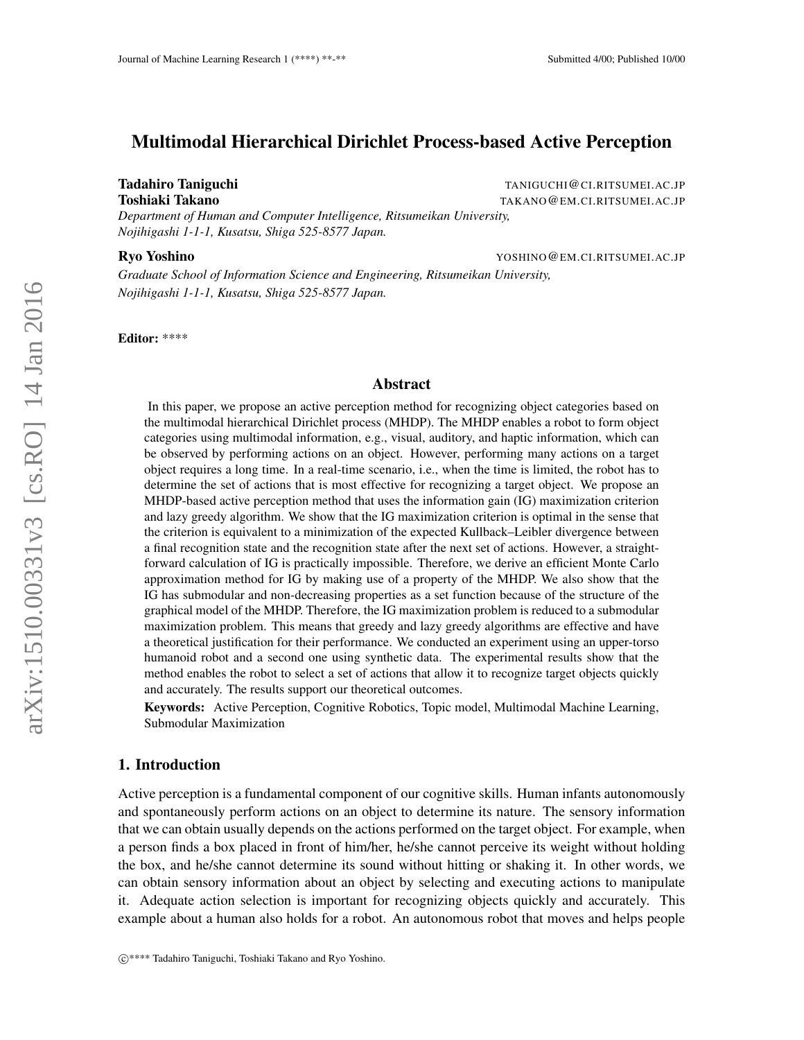# Multimodal Hierarchical Dirichlet Process-based Active Perception

**Tadahiro Taniguchi** TANIGUCHI@CI.RITSUMEI.AC.JP
**Toshiaki Takano** TAKANO@EM.CI.RITSUMEI.AC.JP
*Department of Human and Computer Intelligence, Ritsumeikan University, Nojihigashi 1-1-1, Kusatsu, Shiga 525-8577 Japan.*

**Ryo Yoshino** YOSHINO@EM.CI.RITSUMEI.AC.JP
*Graduate School of Information Science and Engineering, Ritsumeikan University, Nojihigashi 1-1-1, Kusatsu, Shiga 525-8577 Japan.*

**Editor:** ****

## Abstract

In this paper, we propose an active perception method for recognizing object categories based on the multimodal hierarchical Dirichlet process (MHDP). The MHDP enables a robot to form object categories using multimodal information, e.g., visual, auditory, and haptic information, which can be observed by performing actions on an object. However, performing many actions on a target object requires a long time. In a real-time scenario, i.e., when the time is limited, the robot has to determine the set of actions that is most effective for recognizing a target object. We propose an MHDP-based active perception method that uses the information gain (IG) maximization criterion and lazy greedy algorithm. We show that the IG maximization criterion is optimal in the sense that the criterion is equivalent to a minimization of the expected Kullback–Leibler divergence between a final recognition state and the recognition state after the next set of actions. However, a straightforward calculation of IG is practically impossible. Therefore, we derive an efficient Monte Carlo approximation method for IG by making use of a property of the MHDP. We also show that the IG has submodular and non-decreasing properties as a set function because of the structure of the graphical model of the MHDP. Therefore, the IG maximization problem is reduced to a submodular maximization problem. This means that greedy and lazy greedy algorithms are effective and have a theoretical justification for their performance. We conducted an experiment using an upper-torso humanoid robot and a second one using synthetic data. The experimental results show that the method enables the robot to select a set of actions that allow it to recognize target objects quickly and accurately. The results support our theoretical outcomes.

**Keywords:** Active Perception, Cognitive Robotics, Topic model, Multimodal Machine Learning, Submodular Maximization

## 1. Introduction

Active perception is a fundamental component of our cognitive skills. Human infants autonomously and spontaneously perform actions on an object to determine its nature. The sensory information that we can obtain usually depends on the actions performed on the target object. For example, when a person finds a box placed in front of him/her, he/she cannot perceive its weight without holding the box, and he/she cannot determine its sound without hitting or shaking it. In other words, we can obtain sensory information about an object by selecting and executing actions to manipulate it. Adequate action selection is important for recognizing objects quickly and accurately. This example about a human also holds for a robot. An autonomous robot that moves and helps people

©**** Tadahiro Taniguchi, Toshiaki Takano and Ryo Yoshino.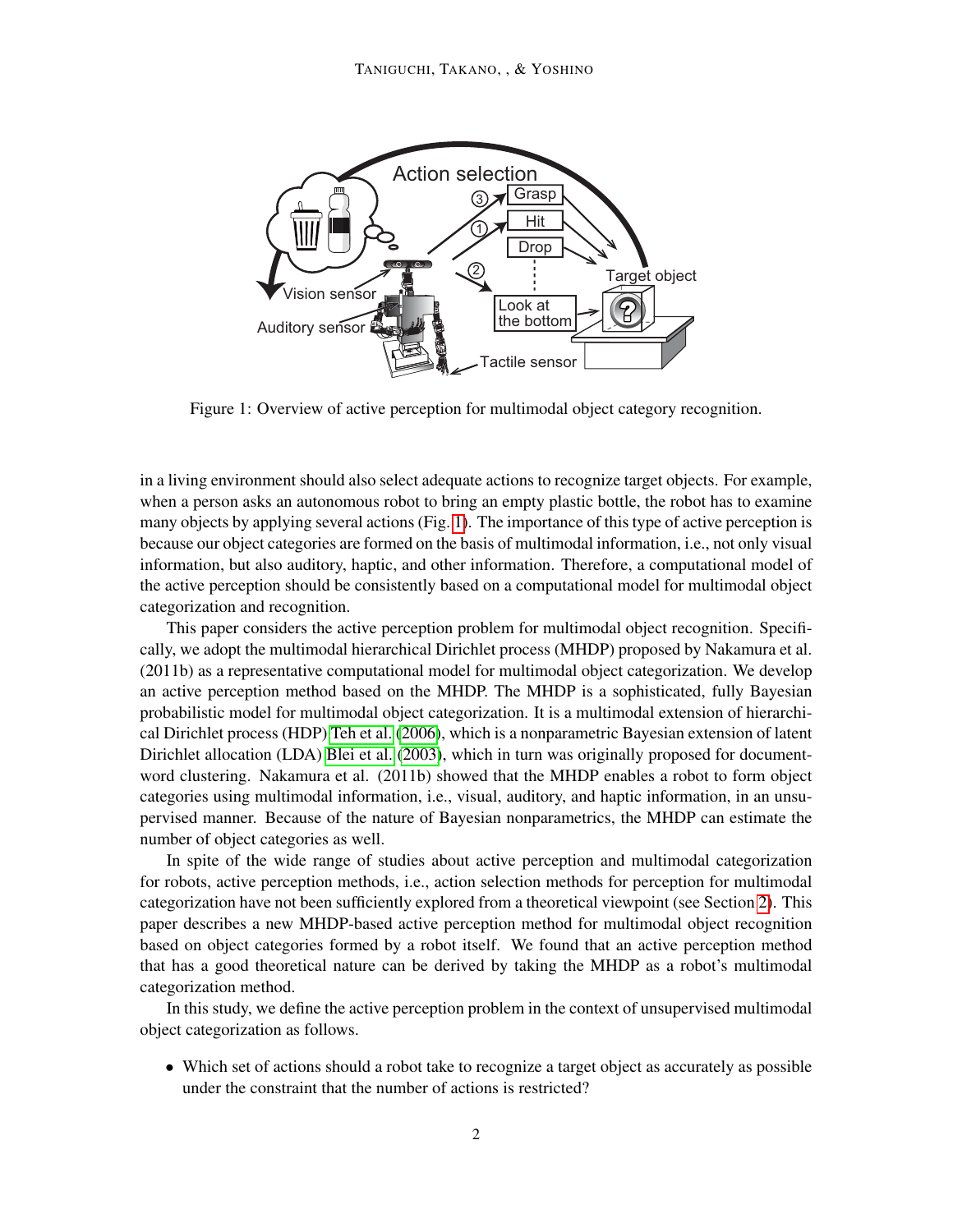Figure 1: Overview of active perception for multimodal object category recognition.

in a living environment should also select adequate actions to recognize target objects. For example, when a person asks an autonomous robot to bring an empty plastic bottle, the robot has to examine many objects by applying several actions (Fig. 1). The importance of this type of active perception is because our object categories are formed on the basis of multimodal information, i.e., not only visual information, but also auditory, haptic, and other information. Therefore, a computational model of the active perception should be consistently based on a computational model for multimodal object categorization and recognition.

This paper considers the active perception problem for multimodal object recognition. Specifically, we adopt the multimodal hierarchical Dirichlet process (MHDP) proposed by Nakamura et al. (2011b) as a representative computational model for multimodal object categorization. We develop an active perception method based on the MHDP. The MHDP is a sophisticated, fully Bayesian probabilistic model for multimodal object categorization. It is a multimodal extension of hierarchical Dirichlet process (HDP) Teh et al. (2006), which is a nonparametric Bayesian extension of latent Dirichlet allocation (LDA) Blei et al. (2003), which in turn was originally proposed for document-word clustering. Nakamura et al. (2011b) showed that the MHDP enables a robot to form object categories using multimodal information, i.e., visual, auditory, and haptic information, in an unsupervised manner. Because of the nature of Bayesian nonparametrics, the MHDP can estimate the number of object categories as well.

In spite of the wide range of studies about active perception and multimodal categorization for robots, active perception methods, i.e., action selection methods for perception for multimodal categorization have not been sufficiently explored from a theoretical viewpoint (see Section 2). This paper describes a new MHDP-based active perception method for multimodal object recognition based on object categories formed by a robot itself. We found that an active perception method that has a good theoretical nature can be derived by taking the MHDP as a robot's multimodal categorization method.

In this study, we define the active perception problem in the context of unsupervised multimodal object categorization as follows.

- Which set of actions should a robot take to recognize a target object as accurately as possible under the constraint that the number of actions is restricted?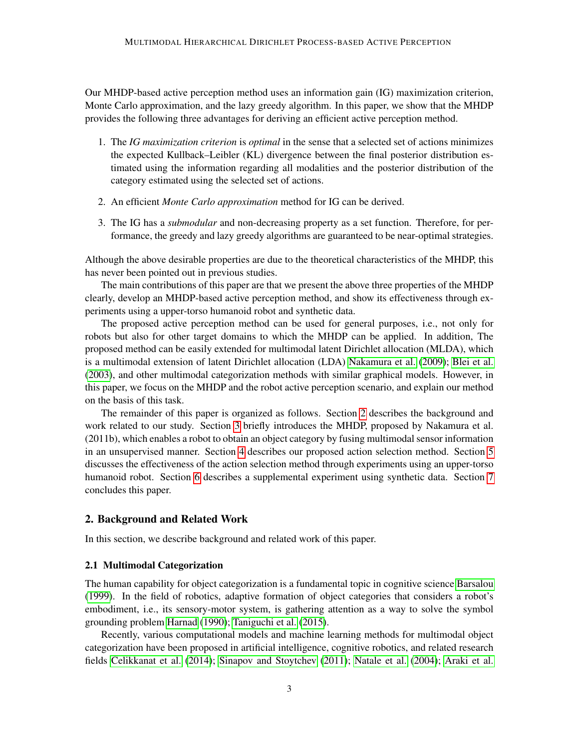Our MHDP-based active perception method uses an information gain (IG) maximization criterion, Monte Carlo approximation, and the lazy greedy algorithm. In this paper, we show that the MHDP provides the following three advantages for deriving an efficient active perception method.

1. The *IG maximization criterion* is *optimal* in the sense that a selected set of actions minimizes the expected Kullback–Leibler (KL) divergence between the final posterior distribution estimated using the information regarding all modalities and the posterior distribution of the category estimated using the selected set of actions.
2. An efficient *Monte Carlo approximation* method for IG can be derived.
3. The IG has a *submodular* and non-decreasing property as a set function. Therefore, for performance, the greedy and lazy greedy algorithms are guaranteed to be near-optimal strategies.

Although the above desirable properties are due to the theoretical characteristics of the MHDP, this has never been pointed out in previous studies.

The main contributions of this paper are that we present the above three properties of the MHDP clearly, develop an MHDP-based active perception method, and show its effectiveness through experiments using a upper-torso humanoid robot and synthetic data.

The proposed active perception method can be used for general purposes, i.e., not only for robots but also for other target domains to which the MHDP can be applied. In addition, The proposed method can be easily extended for multimodal latent Dirichlet allocation (MLDA), which is a multimodal extension of latent Dirichlet allocation (LDA) Nakamura et al. (2009); Blei et al. (2003), and other multimodal categorization methods with similar graphical models. However, in this paper, we focus on the MHDP and the robot active perception scenario, and explain our method on the basis of this task.

The remainder of this paper is organized as follows. Section 2 describes the background and work related to our study. Section 3 briefly introduces the MHDP, proposed by Nakamura et al. (2011b), which enables a robot to obtain an object category by fusing multimodal sensor information in an unsupervised manner. Section 4 describes our proposed action selection method. Section 5 discusses the effectiveness of the action selection method through experiments using an upper-torso humanoid robot. Section 6 describes a supplemental experiment using synthetic data. Section 7 concludes this paper.

## 2. Background and Related Work

In this section, we describe background and related work of this paper.

### 2.1 Multimodal Categorization

The human capability for object categorization is a fundamental topic in cognitive science Barsalou (1999). In the field of robotics, adaptive formation of object categories that considers a robot's embodiment, i.e., its sensory-motor system, is gathering attention as a way to solve the symbol grounding problem Harnad (1990); Taniguchi et al. (2015).

Recently, various computational models and machine learning methods for multimodal object categorization have been proposed in artificial intelligence, cognitive robotics, and related research fields Celikkanat et al. (2014); Sinapov and Stoytchev (2011); Natale et al. (2004); Araki et al.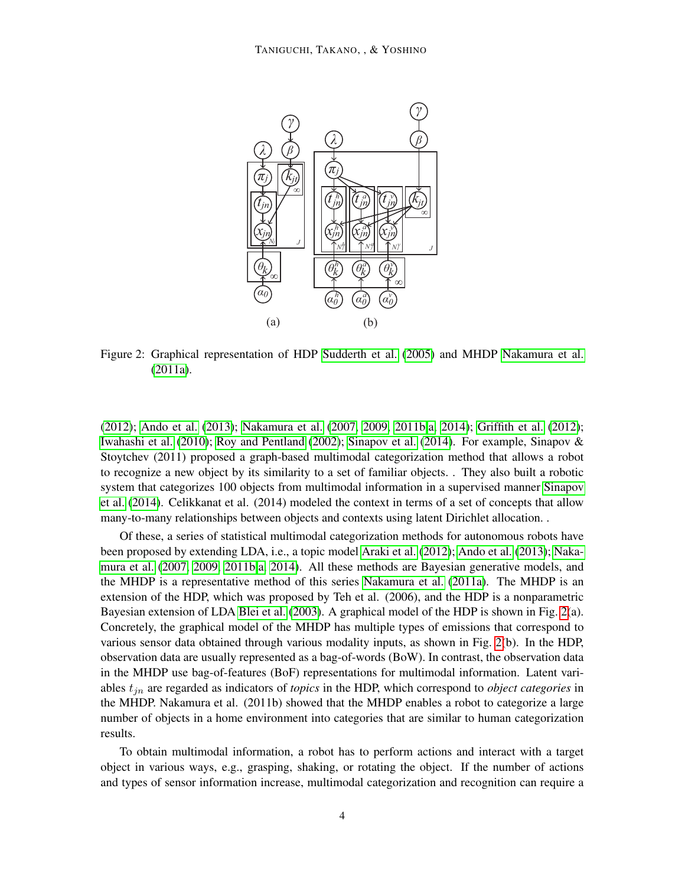Figure 2: Graphical representation of HDP Sudderth et al. (2005) and MHDP Nakamura et al. (2011a).

(2012); Ando et al. (2013); Nakamura et al. (2007, 2009, 2011b,a, 2014); Griffith et al. (2012); Iwahashi et al. (2010); Roy and Pentland (2002); Sinapov et al. (2014). For example, Sinapov & Stoytchev (2011) proposed a graph-based multimodal categorization method that allows a robot to recognize a new object by its similarity to a set of familiar objects. . They also built a robotic system that categorizes 100 objects from multimodal information in a supervised manner Sinapov et al. (2014). Celikkanat et al. (2014) modeled the context in terms of a set of concepts that allow many-to-many relationships between objects and contexts using latent Dirichlet allocation. .

Of these, a series of statistical multimodal categorization methods for autonomous robots have been proposed by extending LDA, i.e., a topic model Araki et al. (2012); Ando et al. (2013); Nakamura et al. (2007, 2009, 2011b,a, 2014). All these methods are Bayesian generative models, and the MHDP is a representative method of this series Nakamura et al. (2011a). The MHDP is an extension of the HDP, which was proposed by Teh et al. (2006), and the HDP is a nonparametric Bayesian extension of LDA Blei et al. (2003). A graphical model of the HDP is shown in Fig. 2(a). Concretely, the graphical model of the MHDP has multiple types of emissions that correspond to various sensor data obtained through various modality inputs, as shown in Fig. 2(b). In the HDP, observation data are usually represented as a bag-of-words (BoW). In contrast, the observation data in the MHDP use bag-of-features (BoF) representations for multimodal information. Latent variables $t_{jn}$ are regarded as indicators of *topics* in the HDP, which correspond to *object categories* in the MHDP. Nakamura et al. (2011b) showed that the MHDP enables a robot to categorize a large number of objects in a home environment into categories that are similar to human categorization results.

To obtain multimodal information, a robot has to perform actions and interact with a target object in various ways, e.g., grasping, shaking, or rotating the object. If the number of actions and types of sensor information increase, multimodal categorization and recognition can require a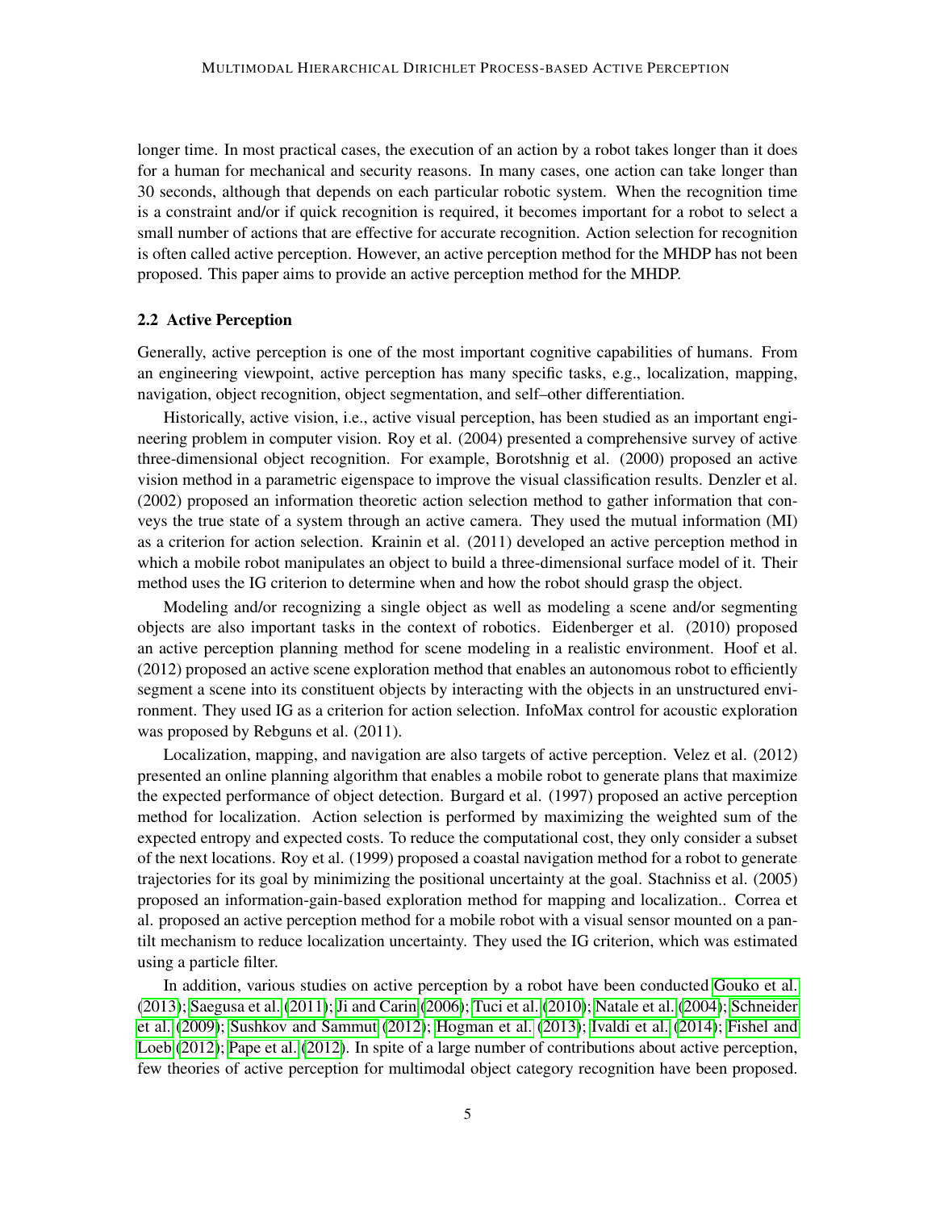longer time. In most practical cases, the execution of an action by a robot takes longer than it does for a human for mechanical and security reasons. In many cases, one action can take longer than 30 seconds, although that depends on each particular robotic system. When the recognition time is a constraint and/or if quick recognition is required, it becomes important for a robot to select a small number of actions that are effective for accurate recognition. Action selection for recognition is often called active perception. However, an active perception method for the MHDP has not been proposed. This paper aims to provide an active perception method for the MHDP.

### 2.2 Active Perception

Generally, active perception is one of the most important cognitive capabilities of humans. From an engineering viewpoint, active perception has many specific tasks, e.g., localization, mapping, navigation, object recognition, object segmentation, and self–other differentiation.

Historically, active vision, i.e., active visual perception, has been studied as an important engineering problem in computer vision. Roy et al. (2004) presented a comprehensive survey of active three-dimensional object recognition. For example, Borotshnig et al. (2000) proposed an active vision method in a parametric eigenspace to improve the visual classification results. Denzler et al. (2002) proposed an information theoretic action selection method to gather information that conveys the true state of a system through an active camera. They used the mutual information (MI) as a criterion for action selection. Krainin et al. (2011) developed an active perception method in which a mobile robot manipulates an object to build a three-dimensional surface model of it. Their method uses the IG criterion to determine when and how the robot should grasp the object.

Modeling and/or recognizing a single object as well as modeling a scene and/or segmenting objects are also important tasks in the context of robotics. Eidenberger et al. (2010) proposed an active perception planning method for scene modeling in a realistic environment. Hoof et al. (2012) proposed an active scene exploration method that enables an autonomous robot to efficiently segment a scene into its constituent objects by interacting with the objects in an unstructured environment. They used IG as a criterion for action selection. InfoMax control for acoustic exploration was proposed by Rebguns et al. (2011).

Localization, mapping, and navigation are also targets of active perception. Velez et al. (2012) presented an online planning algorithm that enables a mobile robot to generate plans that maximize the expected performance of object detection. Burgard et al. (1997) proposed an active perception method for localization. Action selection is performed by maximizing the weighted sum of the expected entropy and expected costs. To reduce the computational cost, they only consider a subset of the next locations. Roy et al. (1999) proposed a coastal navigation method for a robot to generate trajectories for its goal by minimizing the positional uncertainty at the goal. Stachniss et al. (2005) proposed an information-gain-based exploration method for mapping and localization.. Correa et al. proposed an active perception method for a mobile robot with a visual sensor mounted on a pan-tilt mechanism to reduce localization uncertainty. They used the IG criterion, which was estimated using a particle filter.

In addition, various studies on active perception by a robot have been conducted Gouko et al. (2013); Saegusa et al. (2011); Ji and Carin (2006); Tuci et al. (2010); Natale et al. (2004); Schneider et al. (2009); Sushkov and Sammut (2012); Hogman et al. (2013); Ivaldi et al. (2014); Fishel and Loeb (2012); Pape et al. (2012). In spite of a large number of contributions about active perception, few theories of active perception for multimodal object category recognition have been proposed.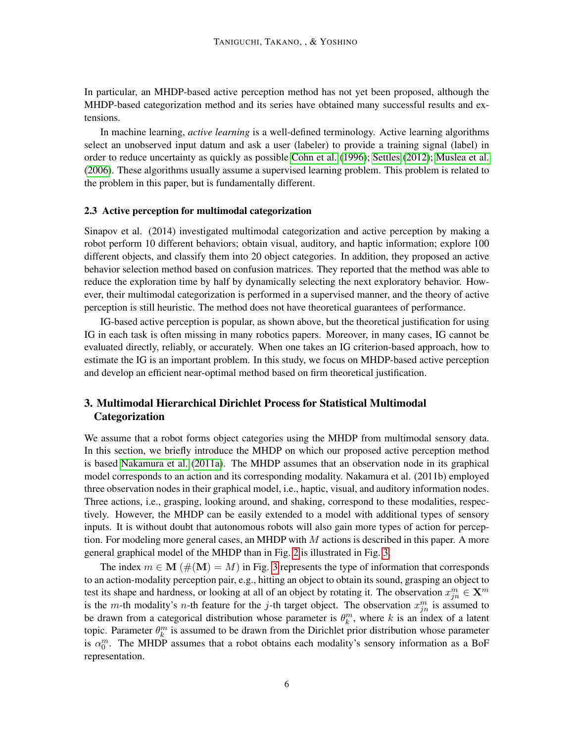In particular, an MHDP-based active perception method has not yet been proposed, although the MHDP-based categorization method and its series have obtained many successful results and extensions.

In machine learning, *active learning* is a well-defined terminology. Active learning algorithms select an unobserved input datum and ask a user (labeler) to provide a training signal (label) in order to reduce uncertainty as quickly as possible Cohn et al. (1996); Settles (2012); Muslea et al. (2006). These algorithms usually assume a supervised learning problem. This problem is related to the problem in this paper, but is fundamentally different.

### 2.3 Active perception for multimodal categorization

Sinapov et al. (2014) investigated multimodal categorization and active perception by making a robot perform 10 different behaviors; obtain visual, auditory, and haptic information; explore 100 different objects, and classify them into 20 object categories. In addition, they proposed an active behavior selection method based on confusion matrices. They reported that the method was able to reduce the exploration time by half by dynamically selecting the next exploratory behavior. However, their multimodal categorization is performed in a supervised manner, and the theory of active perception is still heuristic. The method does not have theoretical guarantees of performance.

IG-based active perception is popular, as shown above, but the theoretical justification for using IG in each task is often missing in many robotics papers. Moreover, in many cases, IG cannot be evaluated directly, reliably, or accurately. When one takes an IG criterion-based approach, how to estimate the IG is an important problem. In this study, we focus on MHDP-based active perception and develop an efficient near-optimal method based on firm theoretical justification.

## 3. Multimodal Hierarchical Dirichlet Process for Statistical Multimodal Categorization

We assume that a robot forms object categories using the MHDP from multimodal sensory data. In this section, we briefly introduce the MHDP on which our proposed active perception method is based Nakamura et al. (2011a). The MHDP assumes that an observation node in its graphical model corresponds to an action and its corresponding modality. Nakamura et al. (2011b) employed three observation nodes in their graphical model, i.e., haptic, visual, and auditory information nodes. Three actions, i.e., grasping, looking around, and shaking, correspond to these modalities, respectively. However, the MHDP can be easily extended to a model with additional types of sensory inputs. It is without doubt that autonomous robots will also gain more types of action for perception. For modeling more general cases, an MHDP with $M$ actions is described in this paper. A more general graphical model of the MHDP than in Fig. 2 is illustrated in Fig. 3.

The index $m \in \mathbf{M}$ ($\#(\mathbf{M}) = M$) in Fig. 3 represents the type of information that corresponds to an action-modality perception pair, e.g., hitting an object to obtain its sound, grasping an object to test its shape and hardness, or looking at all of an object by rotating it. The observation $x^m_{jn} \in \mathbf{X}^m$ is the $m$-th modality's $n$-th feature for the $j$-th target object. The observation $x^m_{jn}$ is assumed to be drawn from a categorical distribution whose parameter is $\theta^m_k$, where $k$ is an index of a latent topic. Parameter $\theta^m_k$ is assumed to be drawn from the Dirichlet prior distribution whose parameter is $\alpha^m_0$. The MHDP assumes that a robot obtains each modality's sensory information as a BoF representation.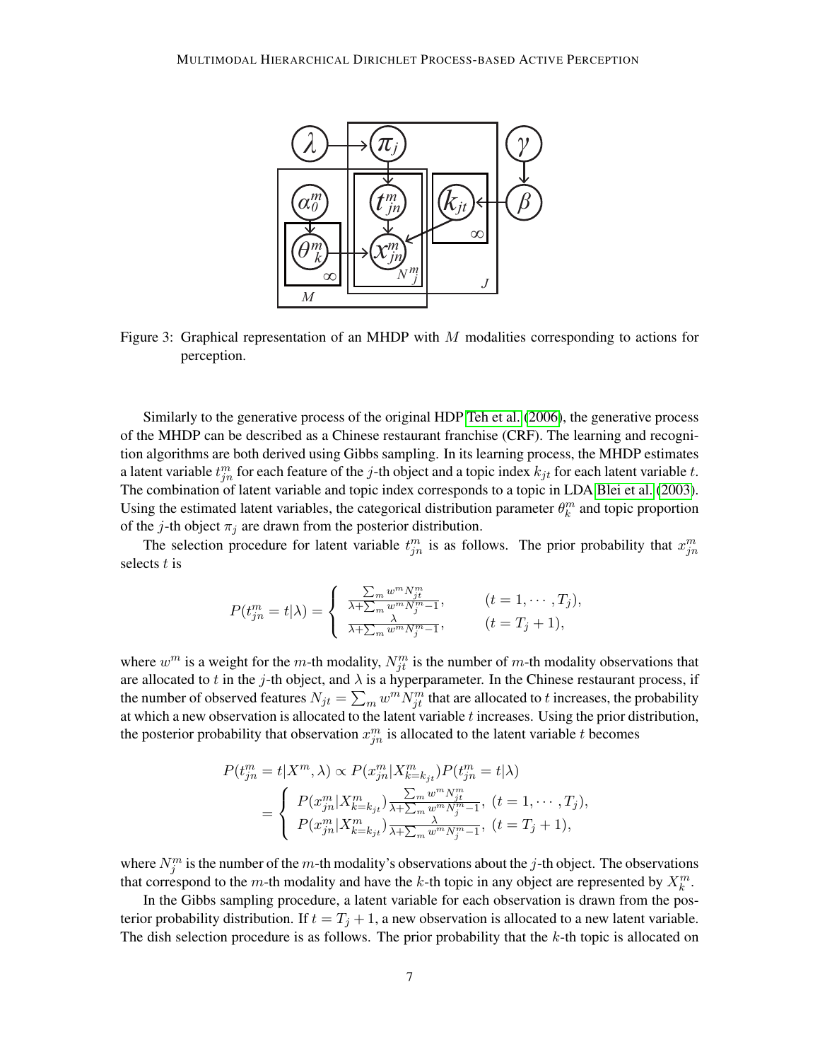Figure 3: Graphical representation of an MHDP with $M$ modalities corresponding to actions for perception.

Similarly to the generative process of the original HDP Teh et al. (2006), the generative process of the MHDP can be described as a Chinese restaurant franchise (CRF). The learning and recognition algorithms are both derived using Gibbs sampling. In its learning process, the MHDP estimates a latent variable $t^m_{jn}$ for each feature of the $j$-th object and a topic index $k_{jt}$ for each latent variable $t$. The combination of latent variable and topic index corresponds to a topic in LDA Blei et al. (2003). Using the estimated latent variables, the categorical distribution parameter $\theta^m_k$ and topic proportion of the $j$-th object $\pi_j$ are drawn from the posterior distribution.

The selection procedure for latent variable $t^m_{jn}$ is as follows. The prior probability that $x^m_{jn}$ selects $t$ is

$$P(t^m_{jn} = t|\lambda) = \begin{cases} \frac{\sum_m w^m N^m_{jt}}{\lambda + \sum_m w^m N^m_j - 1}, & (t = 1, \cdots, T_j), \\ \frac{\lambda}{\lambda + \sum_m w^m N^m_j - 1}, & (t = T_j + 1), \end{cases}$$

where $w^m$ is a weight for the $m$-th modality, $N^m_{jt}$ is the number of $m$-th modality observations that are allocated to $t$ in the $j$-th object, and $\lambda$ is a hyperparameter. In the Chinese restaurant process, if the number of observed features $N_{jt} = \sum_m w^m N^m_{jt}$ that are allocated to $t$ increases, the probability at which a new observation is allocated to the latent variable $t$ increases. Using the prior distribution, the posterior probability that observation $x^m_{jn}$ is allocated to the latent variable $t$ becomes

$$\begin{aligned} P(t^m_{jn} = t|X^m, \lambda) &\propto P(x^m_{jn}|X^m_{k=k_{jt}})P(t^m_{jn} = t|\lambda) \\ &= \begin{cases} P(x^m_{jn}|X^m_{k=k_{jt}})\frac{\sum_m w^m N^m_{jt}}{\lambda + \sum_m w^m N^m_j - 1}, \ (t = 1, \cdots, T_j), \\ P(x^m_{jn}|X^m_{k=k_{jt}})\frac{\lambda}{\lambda + \sum_m w^m N^m_j - 1}, \ (t = T_j + 1), \end{cases} \end{aligned}$$

where $N^m_j$ is the number of the $m$-th modality's observations about the $j$-th object. The observations that correspond to the $m$-th modality and have the $k$-th topic in any object are represented by $X^m_k$.

In the Gibbs sampling procedure, a latent variable for each observation is drawn from the posterior probability distribution. If $t = T_j + 1$, a new observation is allocated to a new latent variable. The dish selection procedure is as follows. The prior probability that the $k$-th topic is allocated on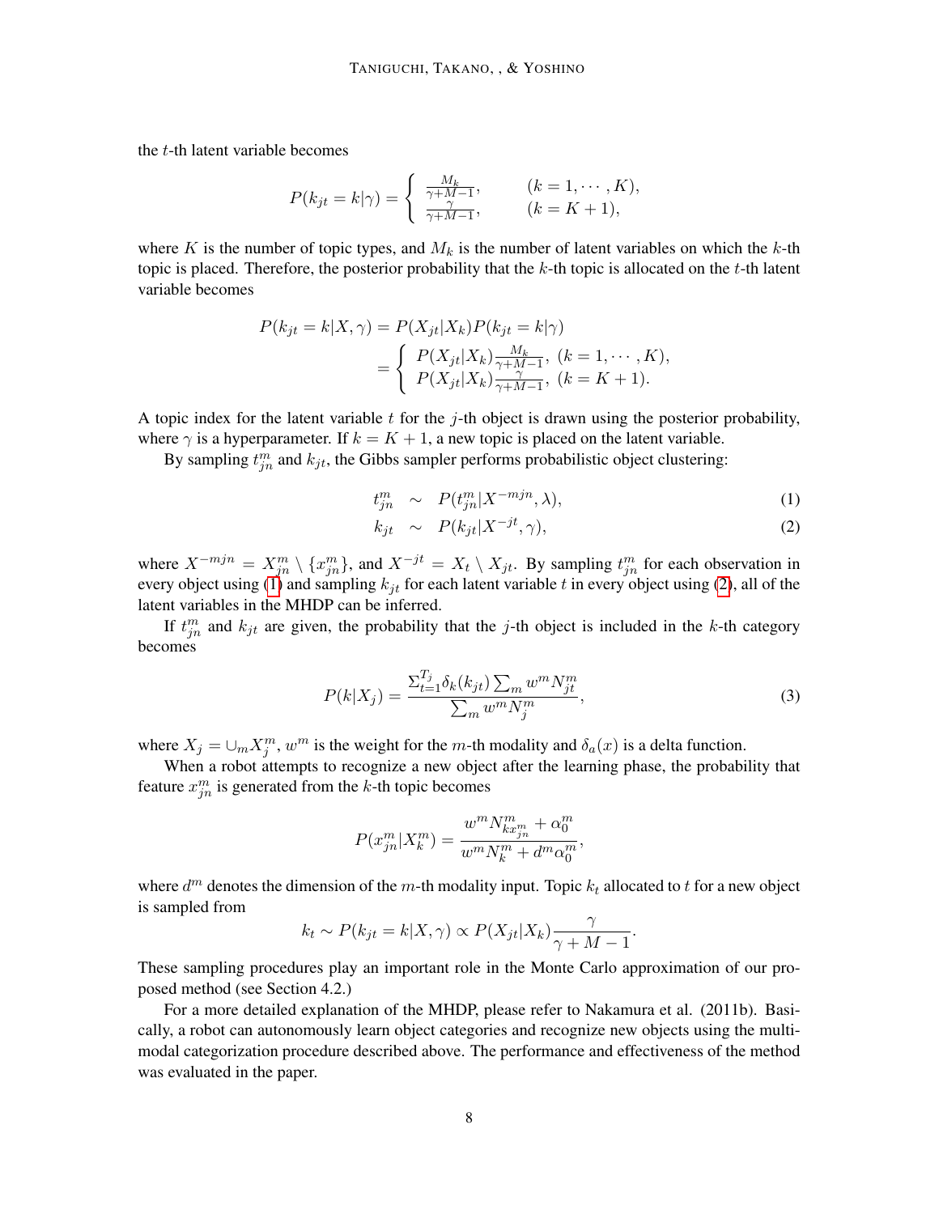the $t$-th latent variable becomes

$$P(k_{jt} = k|\gamma) = \begin{cases} \frac{M_k}{\gamma+M-1}, & (k = 1, \cdots, K), \\ \frac{\gamma}{\gamma+M-1}, & (k = K+1), \end{cases}$$

where $K$ is the number of topic types, and $M_k$ is the number of latent variables on which the $k$-th topic is placed. Therefore, the posterior probability that the $k$-th topic is allocated on the $t$-th latent variable becomes

$$\begin{aligned} P(k_{jt} = k|X, \gamma) &= P(X_{jt}|X_k)P(k_{jt} = k|\gamma) \\ &= \begin{cases} P(X_{jt}|X_k)\frac{M_k}{\gamma+M-1}, & (k = 1, \cdots, K), \\ P(X_{jt}|X_k)\frac{\gamma}{\gamma+M-1}, & (k = K+1). \end{cases} \end{aligned}$$

A topic index for the latent variable $t$ for the $j$-th object is drawn using the posterior probability, where $\gamma$ is a hyperparameter. If $k = K + 1$, a new topic is placed on the latent variable.

By sampling $t_{jn}^m$ and $k_{jt}$, the Gibbs sampler performs probabilistic object clustering:

$$t_{jn}^m \sim P(t_{jn}^m|X^{-mjn}, \lambda), \tag{1}$$

$$k_{jt} \sim P(k_{jt}|X^{-jt}, \gamma), \tag{2}$$

where $X^{-mjn} = X_{jn}^m \setminus \{x_{jn}^m\}$, and $X^{-jt} = X_t \setminus X_{jt}$. By sampling $t_{jn}^m$ for each observation in every object using (1) and sampling $k_{jt}$ for each latent variable $t$ in every object using (2), all of the latent variables in the MHDP can be inferred.

If $t_{jn}^m$ and $k_{jt}$ are given, the probability that the $j$-th object is included in the $k$-th category becomes

$$P(k|X_j) = \frac{\Sigma_{t=1}^{T_j}\delta_k(k_{jt})\sum_m w^m N_{jt}^m}{\sum_m w^m N_j^m}, \tag{3}$$

where $X_j = \cup_m X_j^m$, $w^m$ is the weight for the $m$-th modality and $\delta_a(x)$ is a delta function.

When a robot attempts to recognize a new object after the learning phase, the probability that feature $x_{jn}^m$ is generated from the $k$-th topic becomes

$$P(x_{jn}^m|X_k^m) = \frac{w^m N_{kx_{jn}^m}^m + \alpha_0^m}{w^m N_k^m + d^m \alpha_0^m},$$

where $d^m$ denotes the dimension of the $m$-th modality input. Topic $k_t$ allocated to $t$ for a new object is sampled from

$$k_t \sim P(k_{jt} = k|X, \gamma) \propto P(X_{jt}|X_k)\frac{\gamma}{\gamma + M - 1}.$$

These sampling procedures play an important role in the Monte Carlo approximation of our proposed method (see Section 4.2.)

For a more detailed explanation of the MHDP, please refer to Nakamura et al. (2011b). Basically, a robot can autonomously learn object categories and recognize new objects using the multimodal categorization procedure described above. The performance and effectiveness of the method was evaluated in the paper.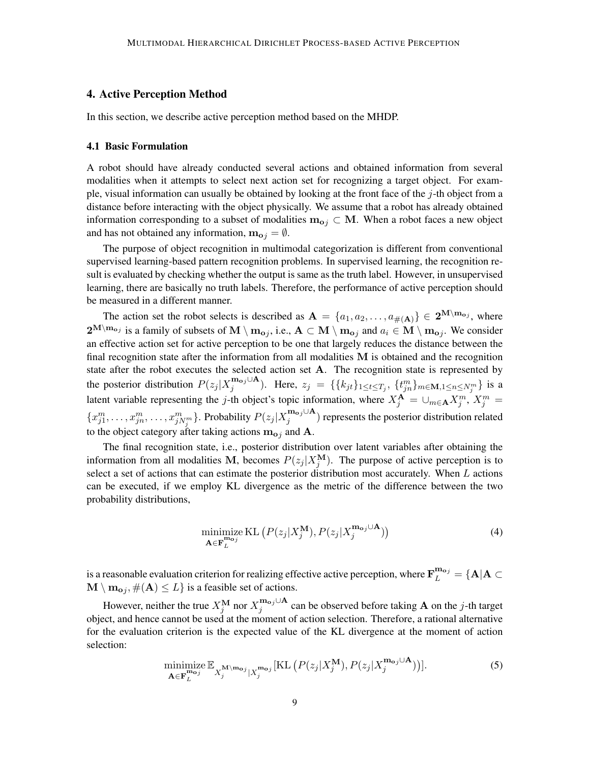## 4. Active Perception Method

In this section, we describe active perception method based on the MHDP.

### 4.1 Basic Formulation

A robot should have already conducted several actions and obtained information from several modalities when it attempts to select next action set for recognizing a target object. For example, visual information can usually be obtained by looking at the front face of the $j$-th object from a distance before interacting with the object physically. We assume that a robot has already obtained information corresponding to a subset of modalities $\mathbf{m_o}_j \subset \mathbf{M}$. When a robot faces a new object and has not obtained any information, $\mathbf{m_o}_j = \emptyset$.

The purpose of object recognition in multimodal categorization is different from conventional supervised learning-based pattern recognition problems. In supervised learning, the recognition result is evaluated by checking whether the output is same as the truth label. However, in unsupervised learning, there are basically no truth labels. Therefore, the performance of active perception should be measured in a different manner.

The action set the robot selects is described as $\mathbf{A} = \{a_1, a_2, \ldots, a_{\#(\mathbf{A})}\} \in \mathbf{2}^{\mathbf{M} \setminus \mathbf{m_o}_j}$, where $\mathbf{2}^{\mathbf{M} \setminus \mathbf{m_o}_j}$ is a family of subsets of $\mathbf{M} \setminus \mathbf{m_o}_j$, i.e., $\mathbf{A} \subset \mathbf{M} \setminus \mathbf{m_o}_j$ and $a_i \in \mathbf{M} \setminus \mathbf{m_o}_j$. We consider an effective action set for active perception to be one that largely reduces the distance between the final recognition state after the information from all modalities $\mathbf{M}$ is obtained and the recognition state after the robot executes the selected action set $\mathbf{A}$. The recognition state is represented by the posterior distribution $P(z_j | X_j^{\mathbf{m_o}_j \cup \mathbf{A}})$. Here, $z_j = \{\{k_{jt}\}_{1 \le t \le T_j}, \{t_{jn}^m\}_{m \in \mathbf{M}, 1 \le n \le N_j^m}\}$ is a latent variable representing the $j$-th object's topic information, where $X_j^{\mathbf{A}} = \cup_{m \in \mathbf{A}} X_j^m$, $X_j^m = \{x_{j1}^m, \ldots, x_{jn}^m, \ldots, x_{jN_j^m}^m\}$. Probability $P(z_j | X_j^{\mathbf{m_o}_j \cup \mathbf{A}})$ represents the posterior distribution related to the object category after taking actions $\mathbf{m_o}_j$ and $\mathbf{A}$.

The final recognition state, i.e., posterior distribution over latent variables after obtaining the information from all modalities $\mathbf{M}$, becomes $P(z_j | X_j^{\mathbf{M}})$. The purpose of active perception is to select a set of actions that can estimate the posterior distribution most accurately. When $L$ actions can be executed, if we employ KL divergence as the metric of the difference between the two probability distributions,

$$\underset{\mathbf{A} \in \mathbf{F}_L^{\mathbf{m_o}_j}}{\text{minimize}} \, \mathrm{KL}\left(P(z_j | X_j^{\mathbf{M}}), P(z_j | X_j^{\mathbf{m_o}_j \cup \mathbf{A}})\right) \tag{4}$$

is a reasonable evaluation criterion for realizing effective active perception, where $\mathbf{F}_L^{\mathbf{m_o}_j} = \{\mathbf{A} | \mathbf{A} \subset \mathbf{M} \setminus \mathbf{m_o}_j, \#(\mathbf{A}) \le L\}$ is a feasible set of actions.

However, neither the true $X_j^{\mathbf{M}}$ nor $X_j^{\mathbf{m_o}_j \cup \mathbf{A}}$ can be observed before taking $\mathbf{A}$ on the $j$-th target object, and hence cannot be used at the moment of action selection. Therefore, a rational alternative for the evaluation criterion is the expected value of the KL divergence at the moment of action selection:

$$\underset{\mathbf{A} \in \mathbf{F}_L^{\mathbf{m_o}_j}}{\text{minimize}} \, \mathbb{E}_{X_j^{\mathbf{M} \setminus \mathbf{m_o}_j} | X_j^{\mathbf{m_o}_j}} [\mathrm{KL}\left(P(z_j | X_j^{\mathbf{M}}), P(z_j | X_j^{\mathbf{m_o}_j \cup \mathbf{A}})\right)]. \tag{5}$$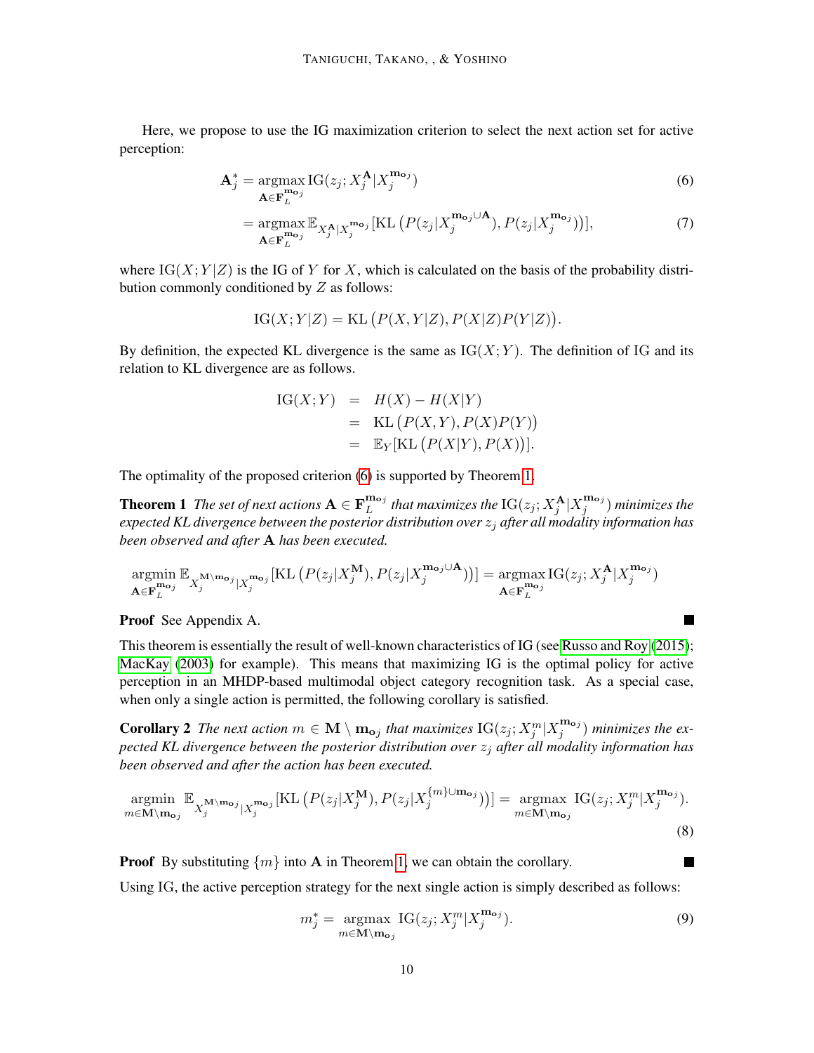Here, we propose to use the IG maximization criterion to select the next action set for active perception:

$$\mathbf{A}_j^* = \operatorname*{argmax}_{\mathbf{A} \in \mathbf{F}_L^{\mathbf{m_o}_j}} \mathrm{IG}(z_j; X_j^{\mathbf{A}} | X_j^{\mathbf{m_o}_j}) \tag{6}$$

$$= \operatorname*{argmax}_{\mathbf{A} \in \mathbf{F}_L^{\mathbf{m_o}_j}} \mathbb{E}_{X_j^{\mathbf{A}} | X_j^{\mathbf{m_o}_j}} [\mathrm{KL}\left(P(z_j | X_j^{\mathbf{m_o}_j \cup \mathbf{A}}), P(z_j | X_j^{\mathbf{m_o}_j})\right)], \tag{7}$$

where $\mathrm{IG}(X; Y|Z)$ is the IG of $Y$ for $X$, which is calculated on the basis of the probability distribution commonly conditioned by $Z$ as follows:

$$\mathrm{IG}(X; Y|Z) = \mathrm{KL}\left(P(X, Y|Z), P(X|Z)P(Y|Z)\right).$$

By definition, the expected KL divergence is the same as $\mathrm{IG}(X; Y)$. The definition of IG and its relation to KL divergence are as follows.

$$\begin{aligned}
\mathrm{IG}(X; Y) &= H(X) - H(X|Y) \\
&= \mathrm{KL}\left(P(X, Y), P(X)P(Y)\right) \\
&= \mathbb{E}_Y[\mathrm{KL}\left(P(X|Y), P(X)\right)].
\end{aligned}$$

The optimality of the proposed criterion (6) is supported by Theorem 1.

**Theorem 1** *The set of next actions $\mathbf{A} \in \mathbf{F}_L^{\mathbf{m_o}_j}$ that maximizes the $\mathrm{IG}(z_j; X_j^{\mathbf{A}} | X_j^{\mathbf{m_o}_j})$ minimizes the expected KL divergence between the posterior distribution over $z_j$ after all modality information has been observed and after $\mathbf{A}$ has been executed.*

$$\operatorname*{argmin}_{\mathbf{A} \in \mathbf{F}_L^{\mathbf{m_o}_j}} \mathbb{E}_{X_j^{\mathbf{M} \setminus \mathbf{m_o}_j} | X_j^{\mathbf{m_o}_j}} [\mathrm{KL}\left(P(z_j | X_j^{\mathbf{M}}), P(z_j | X_j^{\mathbf{m_o}_j \cup \mathbf{A}})\right)] = \operatorname*{argmax}_{\mathbf{A} \in \mathbf{F}_L^{\mathbf{m_o}_j}} \mathrm{IG}(z_j; X_j^{\mathbf{A}} | X_j^{\mathbf{m_o}_j})$$

**Proof** See Appendix A. ■

This theorem is essentially the result of well-known characteristics of IG (see Russo and Roy (2015); MacKay (2003) for example). This means that maximizing IG is the optimal policy for active perception in an MHDP-based multimodal object category recognition task. As a special case, when only a single action is permitted, the following corollary is satisfied.

**Corollary 2** *The next action $m \in \mathbf{M} \setminus \mathbf{m_o}_j$ that maximizes $\mathrm{IG}(z_j; X_j^m | X_j^{\mathbf{m_o}_j})$ minimizes the expected KL divergence between the posterior distribution over $z_j$ after all modality information has been observed and after the action has been executed.*

$$\operatorname*{argmin}_{m \in \mathbf{M} \setminus \mathbf{m_o}_j} \mathbb{E}_{X_j^{\mathbf{M} \setminus \mathbf{m_o}_j} | X_j^{\mathbf{m_o}_j}} [\mathrm{KL}\left(P(z_j | X_j^{\mathbf{M}}), P(z_j | X_j^{\{m\} \cup \mathbf{m_o}_j})\right)] = \operatorname*{argmax}_{m \in \mathbf{M} \setminus \mathbf{m_o}_j} \mathrm{IG}(z_j; X_j^m | X_j^{\mathbf{m_o}_j}). \tag{8}$$

**Proof** By substituting $\{m\}$ into $\mathbf{A}$ in Theorem 1, we can obtain the corollary. ■

Using IG, the active perception strategy for the next single action is simply described as follows:

$$m_j^* = \operatorname*{argmax}_{m \in \mathbf{M} \setminus \mathbf{m_o}_j} \mathrm{IG}(z_j; X_j^m | X_j^{\mathbf{m_o}_j}). \tag{9}$$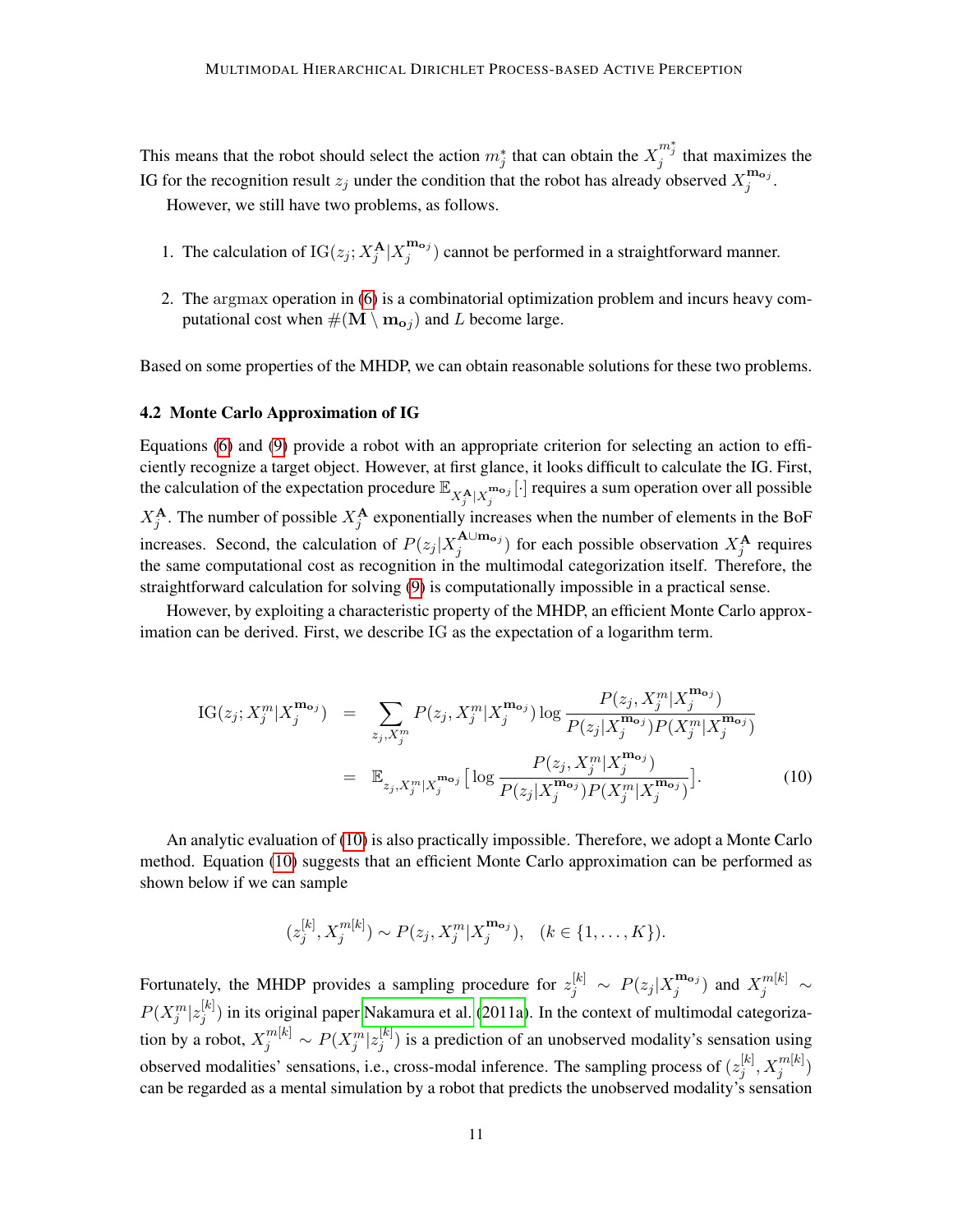This means that the robot should select the action $m_j^*$ that can obtain the $X_j^{m_j^*}$ that maximizes the IG for the recognition result $z_j$ under the condition that the robot has already observed $X_j^{\mathbf{m_o}_j}$.

However, we still have two problems, as follows.

1. The calculation of $\mathrm{IG}(z_j; X_j^{\mathbf{A}}|X_j^{\mathbf{m_o}_j})$ cannot be performed in a straightforward manner.

2. The $\mathrm{argmax}$ operation in (6) is a combinatorial optimization problem and incurs heavy computational cost when $\#(\mathbf{M} \setminus \mathbf{m_o}_j)$ and $L$ become large.

Based on some properties of the MHDP, we can obtain reasonable solutions for these two problems.

### 4.2 Monte Carlo Approximation of IG

Equations (6) and (9) provide a robot with an appropriate criterion for selecting an action to efficiently recognize a target object. However, at first glance, it looks difficult to calculate the IG. First, the calculation of the expectation procedure $\mathbb{E}_{X_j^{\mathbf{A}}|X_j^{\mathbf{m_o}_j}}[\cdot]$ requires a sum operation over all possible $X_j^{\mathbf{A}}$. The number of possible $X_j^{\mathbf{A}}$ exponentially increases when the number of elements in the BoF increases. Second, the calculation of $P(z_j|X_j^{\mathbf{A}\cup\mathbf{m_o}_j})$ for each possible observation $X_j^{\mathbf{A}}$ requires the same computational cost as recognition in the multimodal categorization itself. Therefore, the straightforward calculation for solving (9) is computationally impossible in a practical sense.

However, by exploiting a characteristic property of the MHDP, an efficient Monte Carlo approximation can be derived. First, we describe IG as the expectation of a logarithm term.

$$
\begin{aligned}
\mathrm{IG}(z_j; X_j^m|X_j^{\mathbf{m_o}_j}) &= \sum_{z_j, X_j^m} P(z_j, X_j^m|X_j^{\mathbf{m_o}_j}) \log \frac{P(z_j, X_j^m|X_j^{\mathbf{m_o}_j})}{P(z_j|X_j^{\mathbf{m_o}_j})P(X_j^m|X_j^{\mathbf{m_o}_j})} \\
&= \mathbb{E}_{z_j, X_j^m|X_j^{\mathbf{m_o}_j}}\Big[\log \frac{P(z_j, X_j^m|X_j^{\mathbf{m_o}_j})}{P(z_j|X_j^{\mathbf{m_o}_j})P(X_j^m|X_j^{\mathbf{m_o}_j})}\Big]. \qquad (10)
\end{aligned}
$$

An analytic evaluation of (10) is also practically impossible. Therefore, we adopt a Monte Carlo method. Equation (10) suggests that an efficient Monte Carlo approximation can be performed as shown below if we can sample

$$
(z_j^{[k]}, X_j^{m[k]}) \sim P(z_j, X_j^m|X_j^{\mathbf{m_o}_j}), \quad (k \in \{1, \ldots, K\}).
$$

Fortunately, the MHDP provides a sampling procedure for $z_j^{[k]} \sim P(z_j|X_j^{\mathbf{m_o}_j})$ and $X_j^{m[k]} \sim P(X_j^m|z_j^{[k]})$ in its original paper Nakamura et al. (2011a). In the context of multimodal categorization by a robot, $X_j^{m[k]} \sim P(X_j^m|z_j^{[k]})$ is a prediction of an unobserved modality's sensation using observed modalities' sensations, i.e., cross-modal inference. The sampling process of $(z_j^{[k]}, X_j^{m[k]})$ can be regarded as a mental simulation by a robot that predicts the unobserved modality's sensation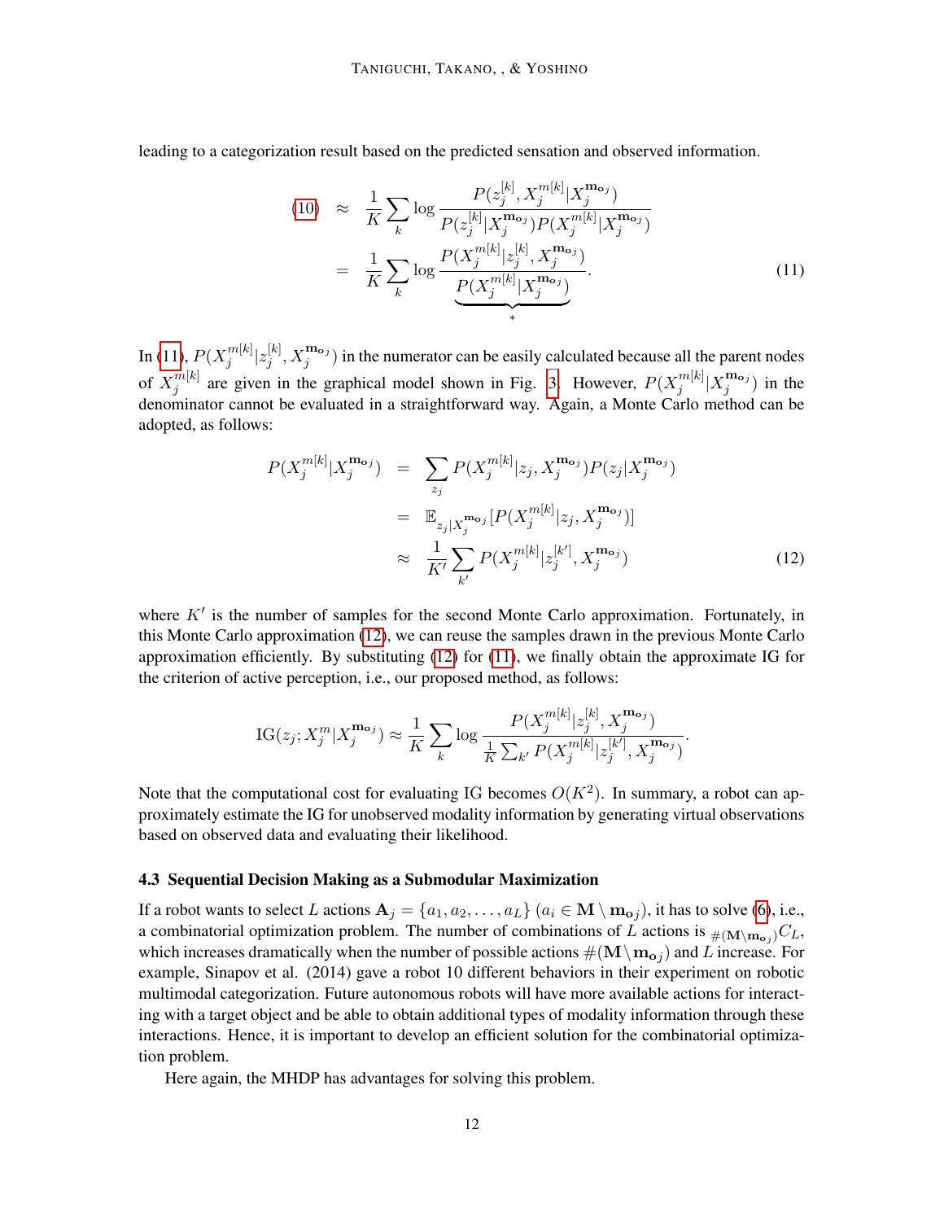leading to a categorization result based on the predicted sensation and observed information.

$$
\begin{aligned}
(10) \quad &\approx \quad \frac{1}{K}\sum_{k} \log \frac{P(z_j^{[k]}, X_j^{m[k]} | X_j^{\mathbf{m_o}_j})}{P(z_j^{[k]}|X_j^{\mathbf{m_o}_j})P(X_j^{m[k]}|X_j^{\mathbf{m_o}_j})} \\
&= \quad \frac{1}{K}\sum_{k} \log \frac{P(X_j^{m[k]}|z_j^{[k]}, X_j^{\mathbf{m_o}_j})}{\underbrace{P(X_j^{m[k]}|X_j^{\mathbf{m_o}_j})}_{*}}. \qquad (11)
\end{aligned}
$$

In (11), $P(X_j^{m[k]}|z_j^{[k]}, X_j^{\mathbf{m_o}_j})$ in the numerator can be easily calculated because all the parent nodes of $X_j^{m[k]}$ are given in the graphical model shown in Fig. 3. However, $P(X_j^{m[k]}|X_j^{\mathbf{m_o}_j})$ in the denominator cannot be evaluated in a straightforward way. Again, a Monte Carlo method can be adopted, as follows:

$$
\begin{aligned}
P(X_j^{m[k]}|X_j^{\mathbf{m_o}_j}) &= \sum_{z_j} P(X_j^{m[k]}|z_j, X_j^{\mathbf{m_o}_j})P(z_j|X_j^{\mathbf{m_o}_j}) \\
&= \mathbb{E}_{z_j|X_j^{\mathbf{m_o}_j}}[P(X_j^{m[k]}|z_j, X_j^{\mathbf{m_o}_j})] \\
&\approx \frac{1}{K'}\sum_{k'} P(X_j^{m[k]}|z_j^{[k']}, X_j^{\mathbf{m_o}_j}) \qquad (12)
\end{aligned}
$$

where $K'$ is the number of samples for the second Monte Carlo approximation. Fortunately, in this Monte Carlo approximation (12), we can reuse the samples drawn in the previous Monte Carlo approximation efficiently. By substituting (12) for (11), we finally obtain the approximate IG for the criterion of active perception, i.e., our proposed method, as follows:

$$
\mathrm{IG}(z_j; X_j^m | X_j^{\mathbf{m_o}_j}) \approx \frac{1}{K}\sum_{k} \log \frac{P(X_j^{m[k]}|z_j^{[k]}, X_j^{\mathbf{m_o}_j})}{\frac{1}{K}\sum_{k'} P(X_j^{m[k]}|z_j^{[k']}, X_j^{\mathbf{m_o}_j})}.
$$

Note that the computational cost for evaluating IG becomes $O(K^2)$. In summary, a robot can approximately estimate the IG for unobserved modality information by generating virtual observations based on observed data and evaluating their likelihood.

### 4.3 Sequential Decision Making as a Submodular Maximization

If a robot wants to select $L$ actions $\mathbf{A}_j = \{a_1, a_2, \ldots, a_L\}$ ($a_i \in \mathbf{M} \setminus \mathbf{m_o}_j$), it has to solve (6), i.e., a combinatorial optimization problem. The number of combinations of $L$ actions is ${}_{\#(\mathbf{M}\setminus\mathbf{m_o}_j)}C_L$, which increases dramatically when the number of possible actions $\#(\mathbf{M} \setminus \mathbf{m_o}_j)$ and $L$ increase. For example, Sinapov et al. (2014) gave a robot 10 different behaviors in their experiment on robotic multimodal categorization. Future autonomous robots will have more available actions for interacting with a target object and be able to obtain additional types of modality information through these interactions. Hence, it is important to develop an efficient solution for the combinatorial optimization problem.

Here again, the MHDP has advantages for solving this problem.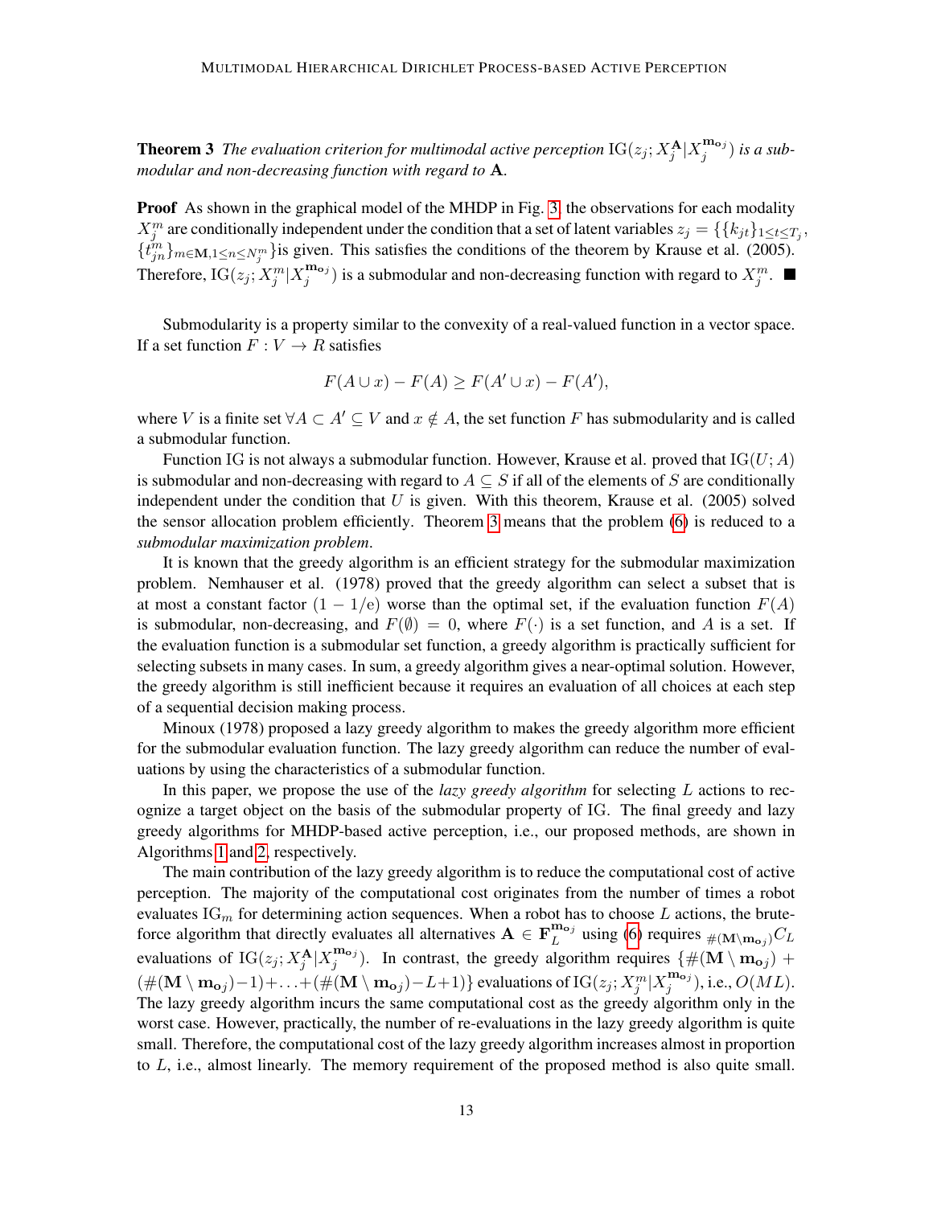**Theorem 3** *The evaluation criterion for multimodal active perception* $\mathrm{IG}(z_j; X_j^{\mathbf{A}} | X_j^{\mathbf{m_o}_j})$ *is a submodular and non-decreasing function with regard to* $\mathbf{A}$.

**Proof** As shown in the graphical model of the MHDP in Fig. 3, the observations for each modality $X_j^m$ are conditionally independent under the condition that a set of latent variables $z_j = \{\{k_{jt}\}_{1 \le t \le T_j}, \{t_{jn}^m\}_{m \in \mathbf{M}, 1 \le n \le N_j^m}\}$ is given. This satisfies the conditions of the theorem by Krause et al. (2005). Therefore, $\mathrm{IG}(z_j; X_j^m | X_j^{\mathbf{m_o}_j})$ is a submodular and non-decreasing function with regard to $X_j^m$. ■

Submodularity is a property similar to the convexity of a real-valued function in a vector space. If a set function $F : V \to R$ satisfies

$$F(A \cup x) - F(A) \ge F(A' \cup x) - F(A'),$$

where $V$ is a finite set $\forall A \subset A' \subseteq V$ and $x \notin A$, the set function $F$ has submodularity and is called a submodular function.

Function IG is not always a submodular function. However, Krause et al. proved that $\mathrm{IG}(U; A)$ is submodular and non-decreasing with regard to $A \subseteq S$ if all of the elements of $S$ are conditionally independent under the condition that $U$ is given. With this theorem, Krause et al. (2005) solved the sensor allocation problem efficiently. Theorem 3 means that the problem (6) is reduced to a *submodular maximization problem*.

It is known that the greedy algorithm is an efficient strategy for the submodular maximization problem. Nemhauser et al. (1978) proved that the greedy algorithm can select a subset that is at most a constant factor $(1 - 1/\mathrm{e})$ worse than the optimal set, if the evaluation function $F(A)$ is submodular, non-decreasing, and $F(\emptyset) = 0$, where $F(\cdot)$ is a set function, and $A$ is a set. If the evaluation function is a submodular set function, a greedy algorithm is practically sufficient for selecting subsets in many cases. In sum, a greedy algorithm gives a near-optimal solution. However, the greedy algorithm is still inefficient because it requires an evaluation of all choices at each step of a sequential decision making process.

Minoux (1978) proposed a lazy greedy algorithm to makes the greedy algorithm more efficient for the submodular evaluation function. The lazy greedy algorithm can reduce the number of evaluations by using the characteristics of a submodular function.

In this paper, we propose the use of the *lazy greedy algorithm* for selecting $L$ actions to recognize a target object on the basis of the submodular property of IG. The final greedy and lazy greedy algorithms for MHDP-based active perception, i.e., our proposed methods, are shown in Algorithms 1 and 2, respectively.

The main contribution of the lazy greedy algorithm is to reduce the computational cost of active perception. The majority of the computational cost originates from the number of times a robot evaluates $\mathrm{IG}_m$ for determining action sequences. When a robot has to choose $L$ actions, the brute-force algorithm that directly evaluates all alternatives $\mathbf{A} \in \mathbf{F}_L^{\mathbf{m_o}_j}$ using (6) requires ${}_{\#(\mathbf{M} \setminus \mathbf{m_o}_j)}C_L$ evaluations of $\mathrm{IG}(z_j; X_j^{\mathbf{A}} | X_j^{\mathbf{m_o}_j})$. In contrast, the greedy algorithm requires $\{\#(\mathbf{M} \setminus \mathbf{m_o}_j) + (\#(\mathbf{M} \setminus \mathbf{m_o}_j) - 1) + \ldots + (\#(\mathbf{M} \setminus \mathbf{m_o}_j) - L + 1)\}$ evaluations of $\mathrm{IG}(z_j; X_j^m | X_j^{\mathbf{m_o}_j})$, i.e., $O(ML)$. The lazy greedy algorithm incurs the same computational cost as the greedy algorithm only in the worst case. However, practically, the number of re-evaluations in the lazy greedy algorithm is quite small. Therefore, the computational cost of the lazy greedy algorithm increases almost in proportion to $L$, i.e., almost linearly. The memory requirement of the proposed method is also quite small.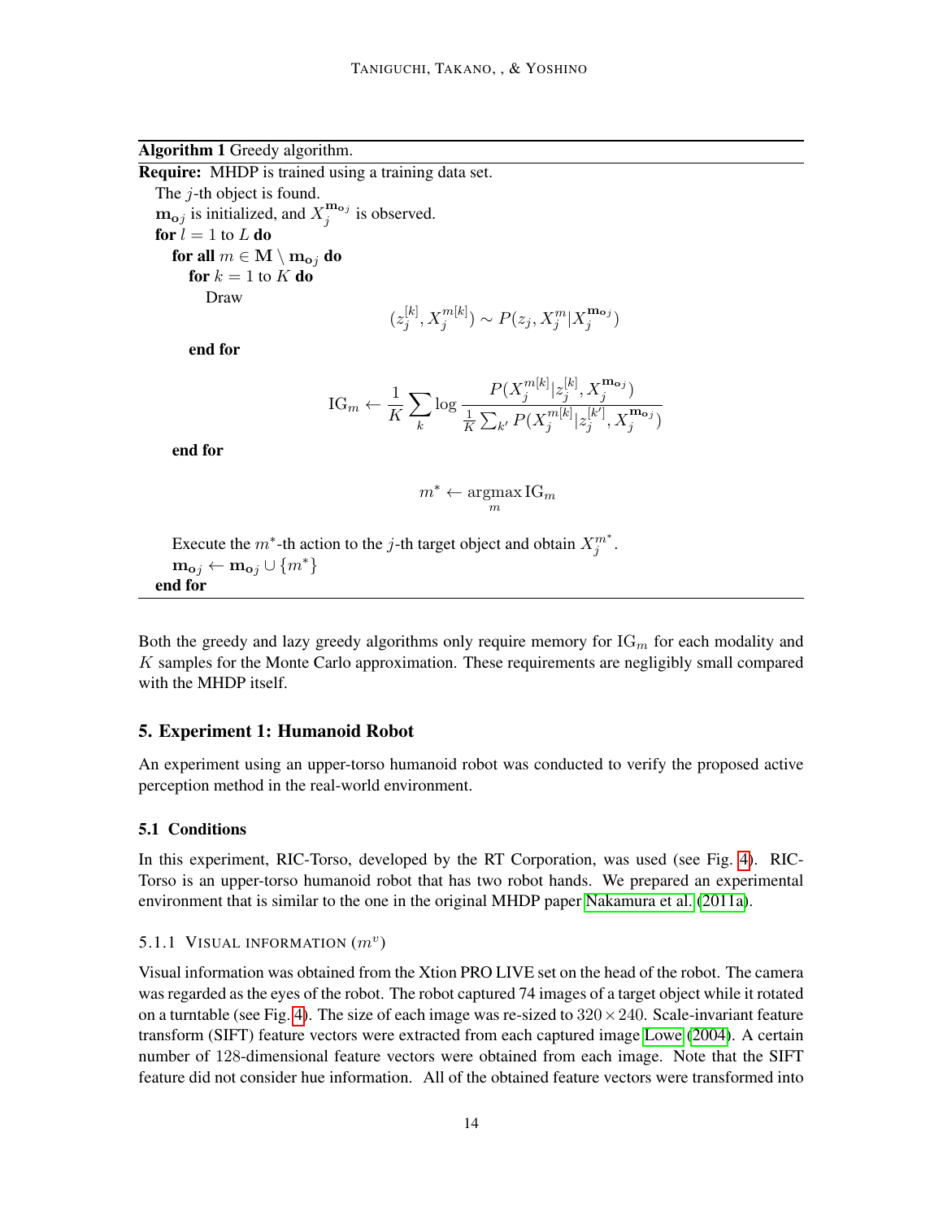**Algorithm 1** Greedy algorithm.

**Require:** MHDP is trained using a training data set.

The $j$-th object is found.

$\mathbf{m_o}_j$ is initialized, and $X_j^{\mathbf{m_o}_j}$ is observed.

**for** $l = 1$ to $L$ **do**

  **for all** $m \in \mathbf{M} \setminus \mathbf{m_o}_j$ **do**

    **for** $k = 1$ to $K$ **do**

      Draw

$$(z_j^{[k]}, X_j^{m[k]}) \sim P(z_j, X_j^m | X_j^{\mathbf{m_o}_j})$$

    **end for**

$$\mathrm{IG}_m \leftarrow \frac{1}{K} \sum_k \log \frac{P(X_j^{m[k]} | z_j^{[k]}, X_j^{\mathbf{m_o}_j})}{\frac{1}{K} \sum_{k'} P(X_j^{m[k]} | z_j^{[k']}, X_j^{\mathbf{m_o}_j})}$$

  **end for**

$$m^* \leftarrow \operatorname*{argmax}_m \mathrm{IG}_m$$

  Execute the $m^*$-th action to the $j$-th target object and obtain $X_j^{m^*}$.

  $\mathbf{m_o}_j \leftarrow \mathbf{m_o}_j \cup \{m^*\}$

**end for**

Both the greedy and lazy greedy algorithms only require memory for $\mathrm{IG}_m$ for each modality and $K$ samples for the Monte Carlo approximation. These requirements are negligibly small compared with the MHDP itself.

## 5. Experiment 1: Humanoid Robot

An experiment using an upper-torso humanoid robot was conducted to verify the proposed active perception method in the real-world environment.

### 5.1 Conditions

In this experiment, RIC-Torso, developed by the RT Corporation, was used (see Fig. 4). RIC-Torso is an upper-torso humanoid robot that has two robot hands. We prepared an experimental environment that is similar to the one in the original MHDP paper Nakamura et al. (2011a).

#### 5.1.1 Visual information ($m^v$)

Visual information was obtained from the Xtion PRO LIVE set on the head of the robot. The camera was regarded as the eyes of the robot. The robot captured 74 images of a target object while it rotated on a turntable (see Fig. 4). The size of each image was re-sized to $320 \times 240$. Scale-invariant feature transform (SIFT) feature vectors were extracted from each captured image Lowe (2004). A certain number of 128-dimensional feature vectors were obtained from each image. Note that the SIFT feature did not consider hue information. All of the obtained feature vectors were transformed into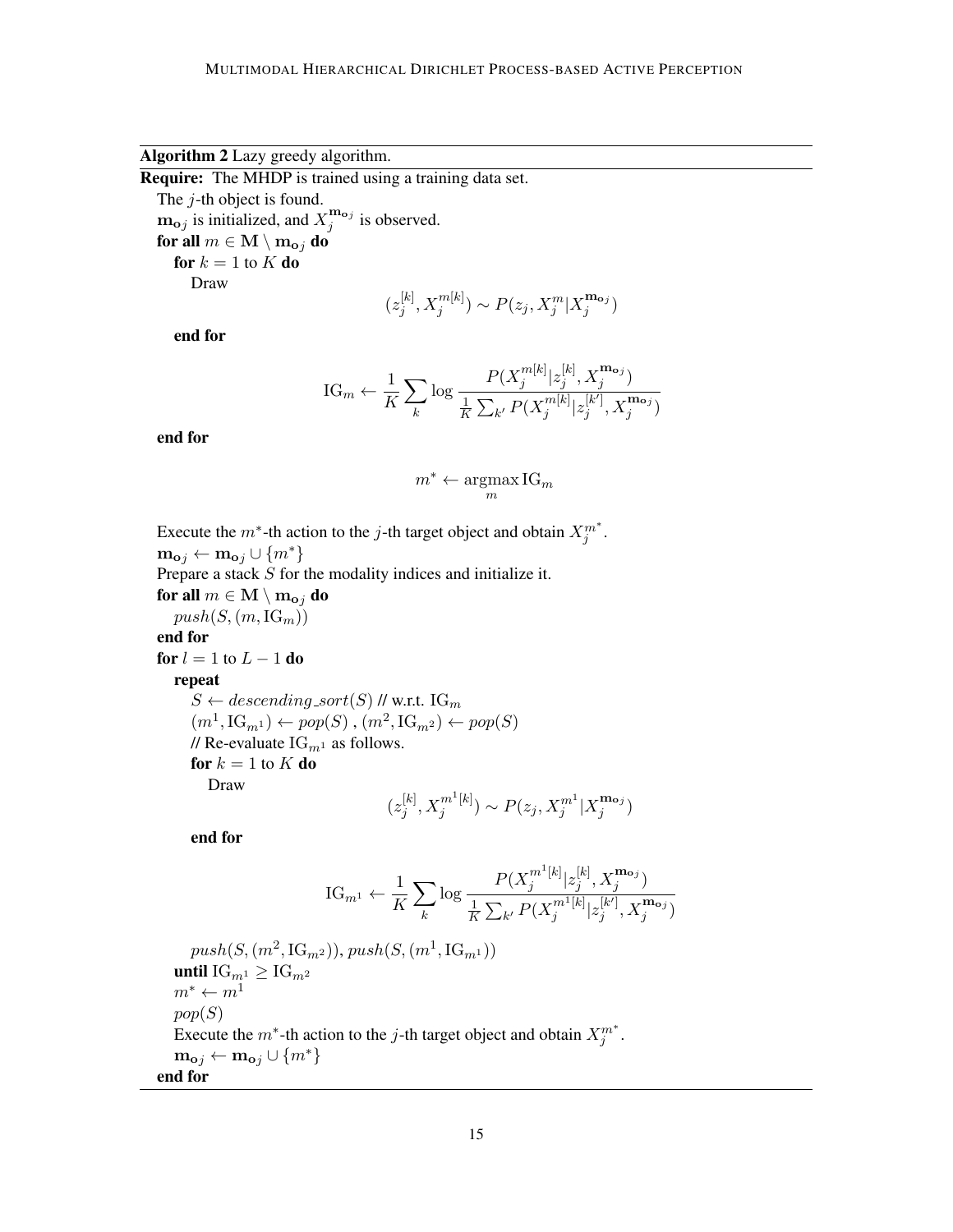**Algorithm 2** Lazy greedy algorithm.

**Require:** The MHDP is trained using a training data set.

The $j$-th object is found.

$\mathbf{m}_{\mathbf{o}j}$ is initialized, and $X_j^{\mathbf{m}_{\mathbf{o}j}}$ is observed.

**for all** $m \in \mathbf{M} \setminus \mathbf{m}_{\mathbf{o}j}$ **do**

  **for** $k = 1$ to $K$ **do**

    Draw

$$(z_j^{[k]}, X_j^{m[k]}) \sim P(z_j, X_j^m | X_j^{\mathbf{m}_{\mathbf{o}j}})$$

  **end for**

$$\mathrm{IG}_m \leftarrow \frac{1}{K} \sum_k \log \frac{P(X_j^{m[k]} | z_j^{[k]}, X_j^{\mathbf{m}_{\mathbf{o}j}})}{\frac{1}{K} \sum_{k'} P(X_j^{m[k]} | z_j^{[k']}, X_j^{\mathbf{m}_{\mathbf{o}j}})}$$

**end for**

$$m^* \leftarrow \operatorname*{argmax}_m \mathrm{IG}_m$$

Execute the $m^*$-th action to the $j$-th target object and obtain $X_j^{m^*}$.

$\mathbf{m}_{\mathbf{o}j} \leftarrow \mathbf{m}_{\mathbf{o}j} \cup \{m^*\}$

Prepare a stack $S$ for the modality indices and initialize it.

**for all** $m \in \mathbf{M} \setminus \mathbf{m}_{\mathbf{o}j}$ **do**

  $push(S, (m, \mathrm{IG}_m))$

**end for**

**for** $l = 1$ to $L - 1$ **do**

  **repeat**

    $S \leftarrow descending\_sort(S)$ // w.r.t. $\mathrm{IG}_m$

    $(m^1, \mathrm{IG}_{m^1}) \leftarrow pop(S)$ , $(m^2, \mathrm{IG}_{m^2}) \leftarrow pop(S)$

    // Re-evaluate $\mathrm{IG}_{m^1}$ as follows.

    **for** $k = 1$ to $K$ **do**

      Draw

$$(z_j^{[k]}, X_j^{m^1[k]}) \sim P(z_j, X_j^{m^1} | X_j^{\mathbf{m}_{\mathbf{o}j}})$$

    **end for**

$$\mathrm{IG}_{m^1} \leftarrow \frac{1}{K} \sum_k \log \frac{P(X_j^{m^1[k]} | z_j^{[k]}, X_j^{\mathbf{m}_{\mathbf{o}j}})}{\frac{1}{K} \sum_{k'} P(X_j^{m^1[k]} | z_j^{[k']}, X_j^{\mathbf{m}_{\mathbf{o}j}})}$$

    $push(S, (m^2, \mathrm{IG}_{m^2})), push(S, (m^1, \mathrm{IG}_{m^1}))$

  **until** $\mathrm{IG}_{m^1} \geq \mathrm{IG}_{m^2}$

  $m^* \leftarrow m^1$

  $pop(S)$

  Execute the $m^*$-th action to the $j$-th target object and obtain $X_j^{m^*}$.

  $\mathbf{m}_{\mathbf{o}j} \leftarrow \mathbf{m}_{\mathbf{o}j} \cup \{m^*\}$

**end for**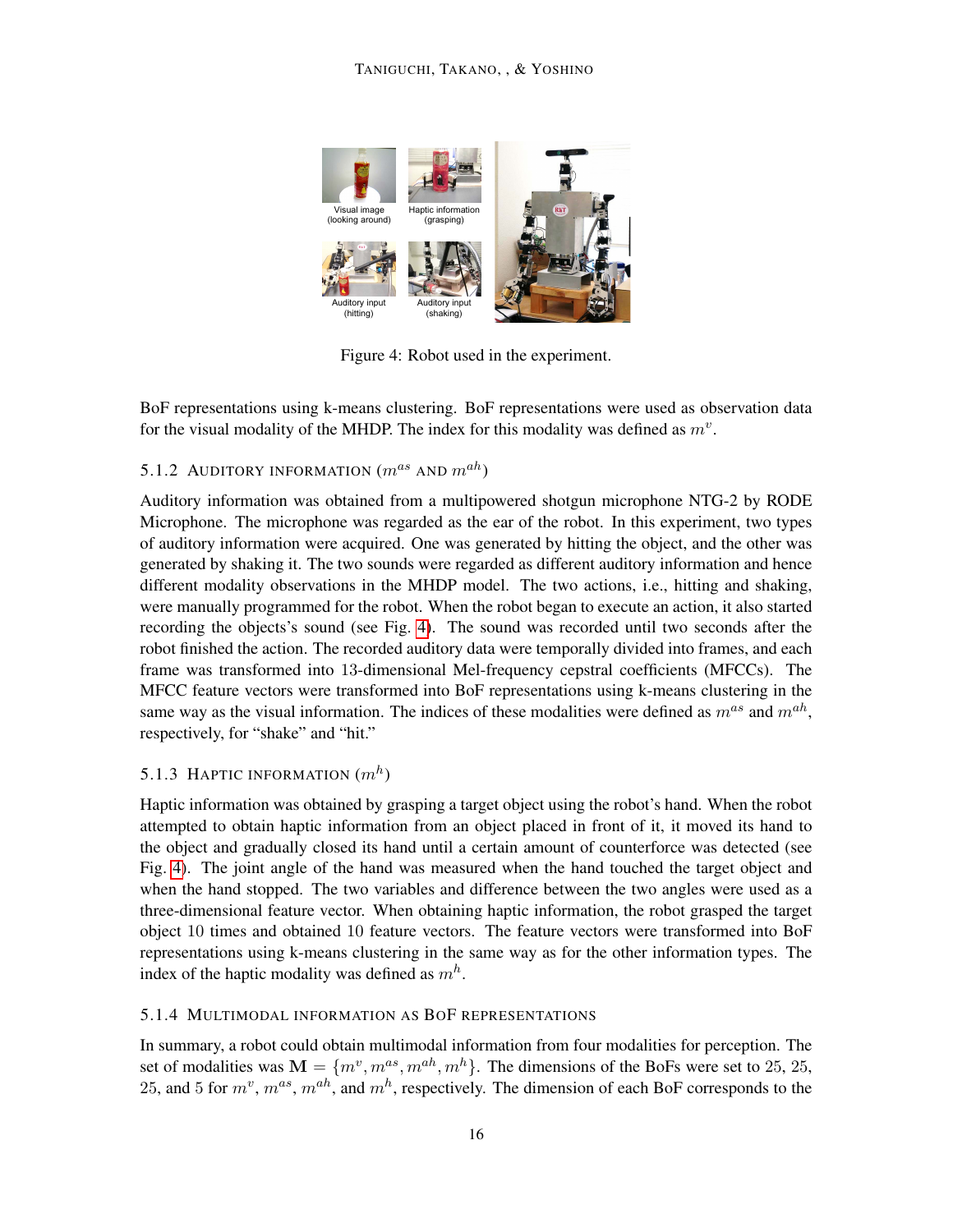Visual image (looking around)

Haptic information (grasping)

Auditory input (hitting)

Auditory input (shaking)

Figure 4: Robot used in the experiment.

BoF representations using k-means clustering. BoF representations were used as observation data for the visual modality of the MHDP. The index for this modality was defined as $m^v$.

#### 5.1.2 Auditory information ($m^{as}$ and $m^{ah}$)

Auditory information was obtained from a multipowered shotgun microphone NTG-2 by RODE Microphone. The microphone was regarded as the ear of the robot. In this experiment, two types of auditory information were acquired. One was generated by hitting the object, and the other was generated by shaking it. The two sounds were regarded as different auditory information and hence different modality observations in the MHDP model. The two actions, i.e., hitting and shaking, were manually programmed for the robot. When the robot began to execute an action, it also started recording the objects's sound (see Fig. 4). The sound was recorded until two seconds after the robot finished the action. The recorded auditory data were temporally divided into frames, and each frame was transformed into 13-dimensional Mel-frequency cepstral coefficients (MFCCs). The MFCC feature vectors were transformed into BoF representations using k-means clustering in the same way as the visual information. The indices of these modalities were defined as $m^{as}$ and $m^{ah}$, respectively, for "shake" and "hit."

#### 5.1.3 Haptic information ($m^h$)

Haptic information was obtained by grasping a target object using the robot's hand. When the robot attempted to obtain haptic information from an object placed in front of it, it moved its hand to the object and gradually closed its hand until a certain amount of counterforce was detected (see Fig. 4). The joint angle of the hand was measured when the hand touched the target object and when the hand stopped. The two variables and difference between the two angles were used as a three-dimensional feature vector. When obtaining haptic information, the robot grasped the target object 10 times and obtained 10 feature vectors. The feature vectors were transformed into BoF representations using k-means clustering in the same way as for the other information types. The index of the haptic modality was defined as $m^h$.

#### 5.1.4 Multimodal information as BoF representations

In summary, a robot could obtain multimodal information from four modalities for perception. The set of modalities was $\mathbf{M} = \{m^v, m^{as}, m^{ah}, m^h\}$. The dimensions of the BoFs were set to 25, 25, 25, and 5 for $m^v$, $m^{as}$, $m^{ah}$, and $m^h$, respectively. The dimension of each BoF corresponds to the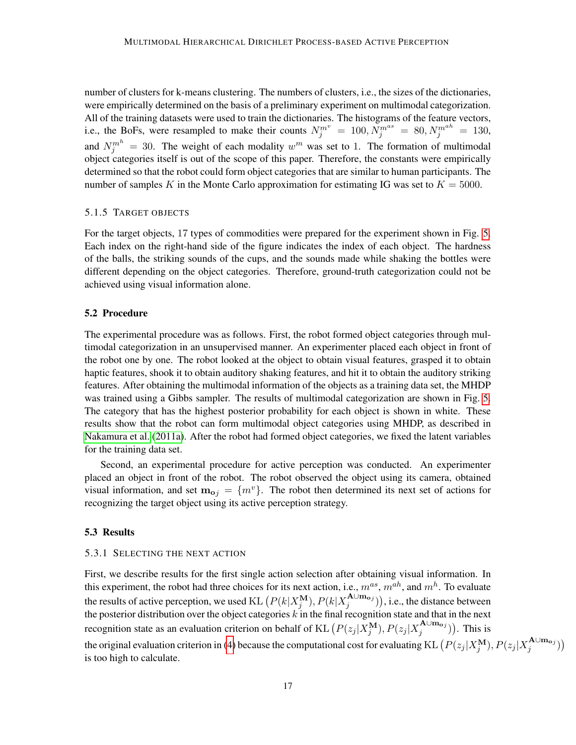number of clusters for k-means clustering. The numbers of clusters, i.e., the sizes of the dictionaries, were empirically determined on the basis of a preliminary experiment on multimodal categorization. All of the training datasets were used to train the dictionaries. The histograms of the feature vectors, i.e., the BoFs, were resampled to make their counts $N_j^{m^v} = 100, N_j^{m^{as}} = 80, N_j^{m^{ah}} = 130$, and $N_j^{m^h} = 30$. The weight of each modality $w^m$ was set to 1. The formation of multimodal object categories itself is out of the scope of this paper. Therefore, the constants were empirically determined so that the robot could form object categories that are similar to human participants. The number of samples $K$ in the Monte Carlo approximation for estimating IG was set to $K = 5000$.

#### 5.1.5 Target objects

For the target objects, 17 types of commodities were prepared for the experiment shown in Fig. 5. Each index on the right-hand side of the figure indicates the index of each object. The hardness of the balls, the striking sounds of the cups, and the sounds made while shaking the bottles were different depending on the object categories. Therefore, ground-truth categorization could not be achieved using visual information alone.

### 5.2 Procedure

The experimental procedure was as follows. First, the robot formed object categories through multimodal categorization in an unsupervised manner. An experimenter placed each object in front of the robot one by one. The robot looked at the object to obtain visual features, grasped it to obtain haptic features, shook it to obtain auditory shaking features, and hit it to obtain the auditory striking features. After obtaining the multimodal information of the objects as a training data set, the MHDP was trained using a Gibbs sampler. The results of multimodal categorization are shown in Fig. 5. The category that has the highest posterior probability for each object is shown in white. These results show that the robot can form multimodal object categories using MHDP, as described in Nakamura et al. (2011a). After the robot had formed object categories, we fixed the latent variables for the training data set.

Second, an experimental procedure for active perception was conducted. An experimenter placed an object in front of the robot. The robot observed the object using its camera, obtained visual information, and set $\mathbf{m}_{\mathbf{o}j} = \{m^v\}$. The robot then determined its next set of actions for recognizing the target object using its active perception strategy.

### 5.3 Results

#### 5.3.1 Selecting the next action

First, we describe results for the first single action selection after obtaining visual information. In this experiment, the robot had three choices for its next action, i.e., $m^{as}$, $m^{ah}$, and $m^h$. To evaluate the results of active perception, we used $\mathrm{KL}\left(P(k|X_j^{\mathbf{M}}), P(k|X_j^{\mathbf{A}\cup\mathbf{m}_{\mathbf{o}j}})\right)$, i.e., the distance between the posterior distribution over the object categories $k$ in the final recognition state and that in the next recognition state as an evaluation criterion on behalf of $\mathrm{KL}\left(P(z_j|X_j^{\mathbf{M}}), P(z_j|X_j^{\mathbf{A}\cup\mathbf{m}_{\mathbf{o}j}})\right)$. This is the original evaluation criterion in (4) because the computational cost for evaluating $\mathrm{KL}\left(P(z_j|X_j^{\mathbf{M}}), P(z_j|X_j^{\mathbf{A}\cup\mathbf{m}_{\mathbf{o}j}})\right)$ is too high to calculate.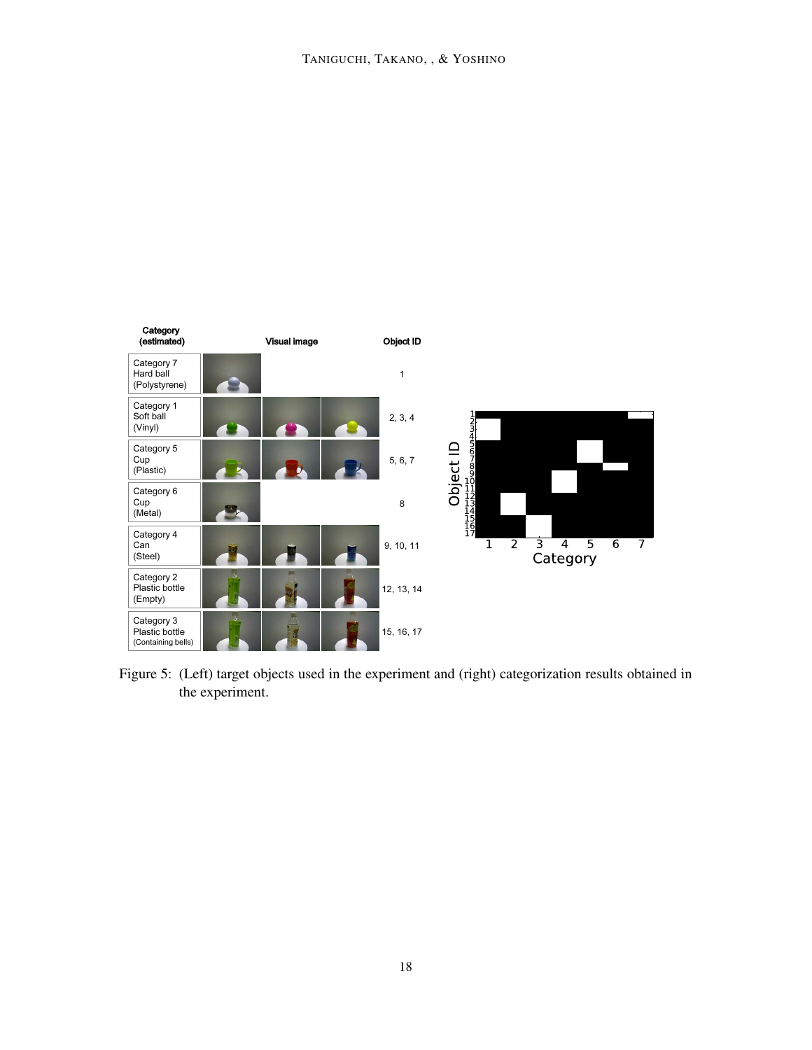| Category (estimated) | Visual image | Object ID |
| --- | --- | --- |
| Category 7 Hard ball (Polystyrene) | | 1 |
| Category 1 Soft ball (Vinyl) | | 2, 3, 4 |
| Category 5 Cup (Plastic) | | 5, 6, 7 |
| Category 6 Cup (Metal) | | 8 |
| Category 4 Can (Steel) | | 9, 10, 11 |
| Category 2 Plastic bottle (Empty) | | 12, 13, 14 |
| Category 3 Plastic bottle (Containing bells) | | 15, 16, 17 |

Figure 5: (Left) target objects used in the experiment and (right) categorization results obtained in the experiment.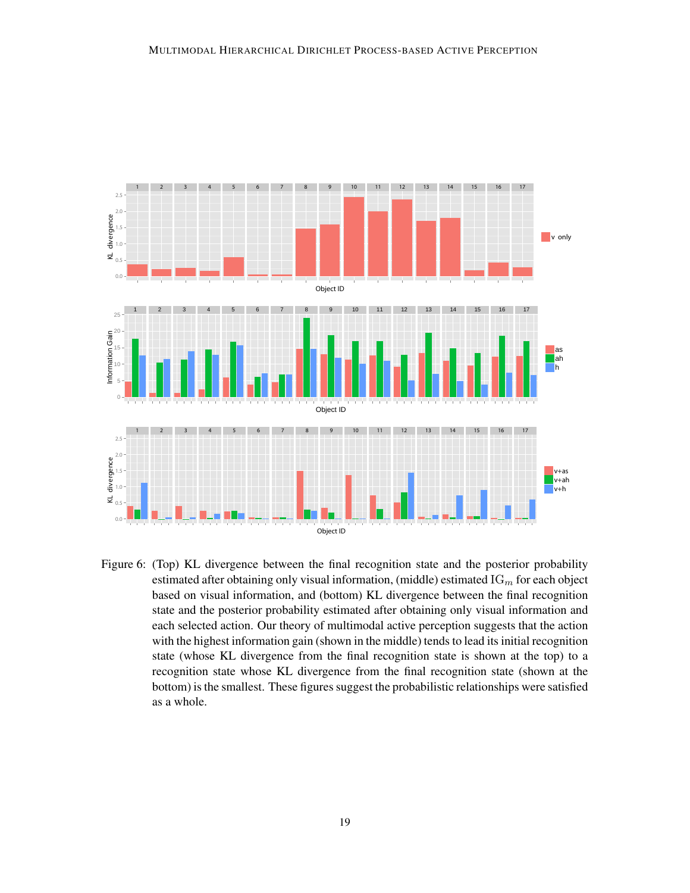Figure 6: (Top) KL divergence between the final recognition state and the posterior probability estimated after obtaining only visual information, (middle) estimated $\mathrm{IG}_m$ for each object based on visual information, and (bottom) KL divergence between the final recognition state and the posterior probability estimated after obtaining only visual information and each selected action. Our theory of multimodal active perception suggests that the action with the highest information gain (shown in the middle) tends to lead its initial recognition state (whose KL divergence from the final recognition state is shown at the top) to a recognition state whose KL divergence from the final recognition state (shown at the bottom) is the smallest. These figures suggest the probabilistic relationships were satisfied as a whole.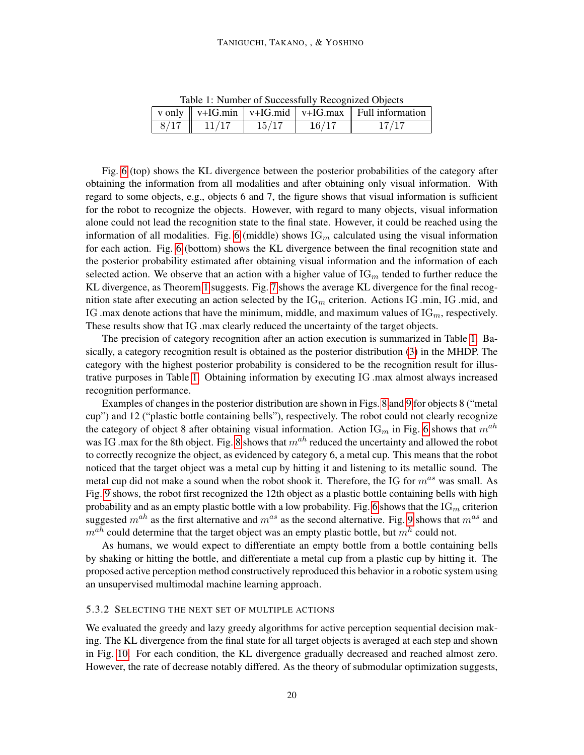Table 1: Number of Successfully Recognized Objects

| v only | v+IG.min | v+IG.mid | v+IG.max | Full information |
|---|---|---|---|---|
| $8/17$ | $11/17$ | $15/17$ | $\mathbf{16}/17$ | $17/17$ |

Fig. 6 (top) shows the KL divergence between the posterior probabilities of the category after obtaining the information from all modalities and after obtaining only visual information. With regard to some objects, e.g., objects 6 and 7, the figure shows that visual information is sufficient for the robot to recognize the objects. However, with regard to many objects, visual information alone could not lead the recognition state to the final state. However, it could be reached using the information of all modalities. Fig. 6 (middle) shows $\mathrm{IG}_m$ calculated using the visual information for each action. Fig. 6 (bottom) shows the KL divergence between the final recognition state and the posterior probability estimated after obtaining visual information and the information of each selected action. We observe that an action with a higher value of $\mathrm{IG}_m$ tended to further reduce the KL divergence, as Theorem 1 suggests. Fig. 7 shows the average KL divergence for the final recognition state after executing an action selected by the $\mathrm{IG}_m$ criterion. Actions IG .min, IG .mid, and IG .max denote actions that have the minimum, middle, and maximum values of $\mathrm{IG}_m$, respectively. These results show that IG .max clearly reduced the uncertainty of the target objects.

The precision of category recognition after an action execution is summarized in Table 1. Basically, a category recognition result is obtained as the posterior distribution (3) in the MHDP. The category with the highest posterior probability is considered to be the recognition result for illustrative purposes in Table 1. Obtaining information by executing IG .max almost always increased recognition performance.

Examples of changes in the posterior distribution are shown in Figs. 8 and 9 for objects 8 ("metal cup") and 12 ("plastic bottle containing bells"), respectively. The robot could not clearly recognize the category of object 8 after obtaining visual information. Action $\mathrm{IG}_m$ in Fig. 6 shows that $m^{ah}$ was IG .max for the 8th object. Fig. 8 shows that $m^{ah}$ reduced the uncertainty and allowed the robot to correctly recognize the object, as evidenced by category 6, a metal cup. This means that the robot noticed that the target object was a metal cup by hitting it and listening to its metallic sound. The metal cup did not make a sound when the robot shook it. Therefore, the IG for $m^{as}$ was small. As Fig. 9 shows, the robot first recognized the 12th object as a plastic bottle containing bells with high probability and as an empty plastic bottle with a low probability. Fig. 6 shows that the $\mathrm{IG}_m$ criterion suggested $m^{ah}$ as the first alternative and $m^{as}$ as the second alternative. Fig. 9 shows that $m^{as}$ and $m^{ah}$ could determine that the target object was an empty plastic bottle, but $m^{h}$ could not.

As humans, we would expect to differentiate an empty bottle from a bottle containing bells by shaking or hitting the bottle, and differentiate a metal cup from a plastic cup by hitting it. The proposed active perception method constructively reproduced this behavior in a robotic system using an unsupervised multimodal machine learning approach.

#### 5.3.2 Selecting the Next Set of Multiple Actions

We evaluated the greedy and lazy greedy algorithms for active perception sequential decision making. The KL divergence from the final state for all target objects is averaged at each step and shown in Fig. 10. For each condition, the KL divergence gradually decreased and reached almost zero. However, the rate of decrease notably differed. As the theory of submodular optimization suggests,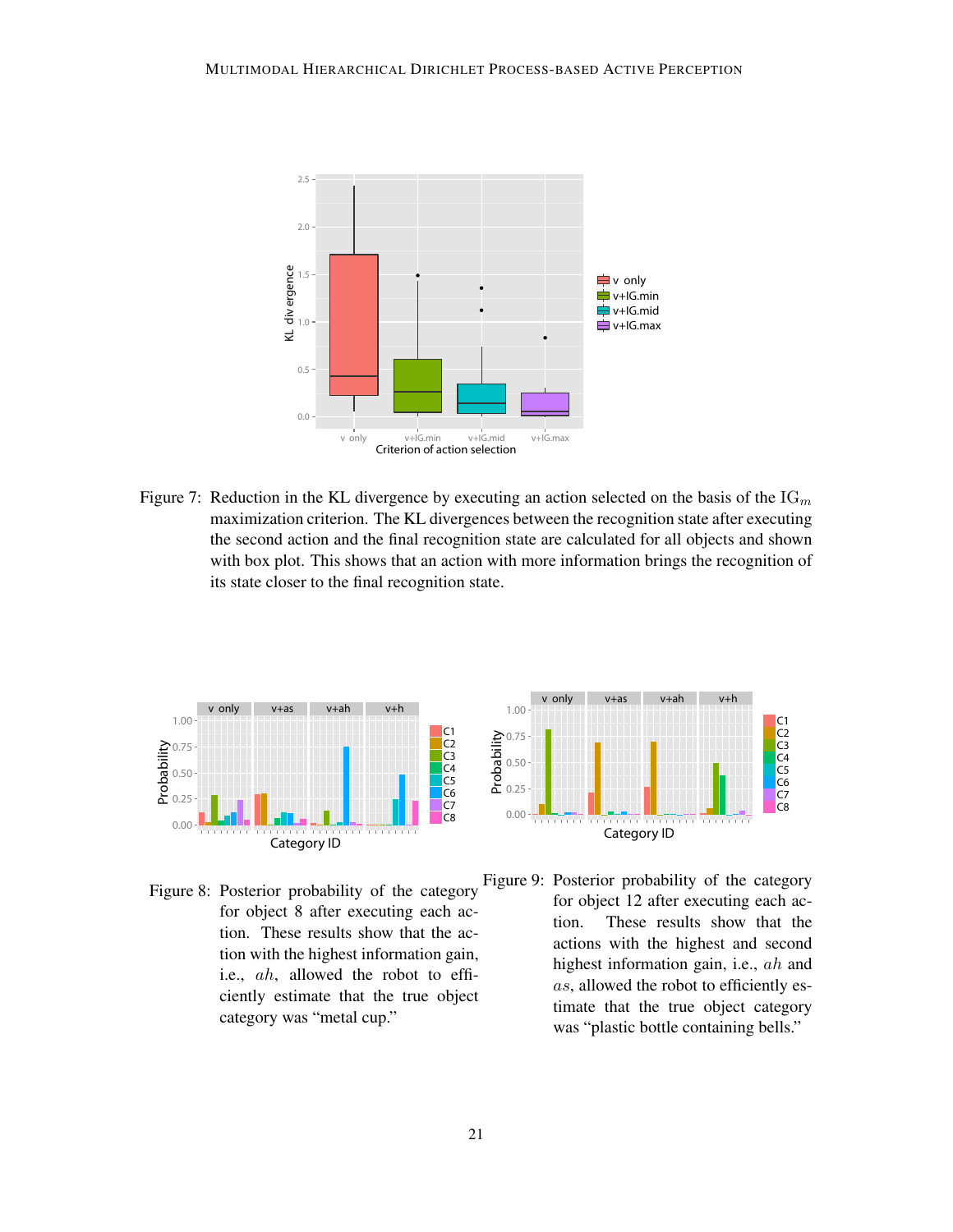Figure 7: Reduction in the KL divergence by executing an action selected on the basis of the $\mathrm{IG}_m$ maximization criterion. The KL divergences between the recognition state after executing the second action and the final recognition state are calculated for all objects and shown with box plot. This shows that an action with more information brings the recognition of its state closer to the final recognition state.

Figure 8: Posterior probability of the category for object 8 after executing each action. These results show that the action with the highest information gain, i.e., $ah$, allowed the robot to efficiently estimate that the true object category was "metal cup."

Figure 9: Posterior probability of the category for object 12 after executing each action. These results show that the actions with the highest and second highest information gain, i.e., $ah$ and $as$, allowed the robot to efficiently estimate that the true object category was "plastic bottle containing bells."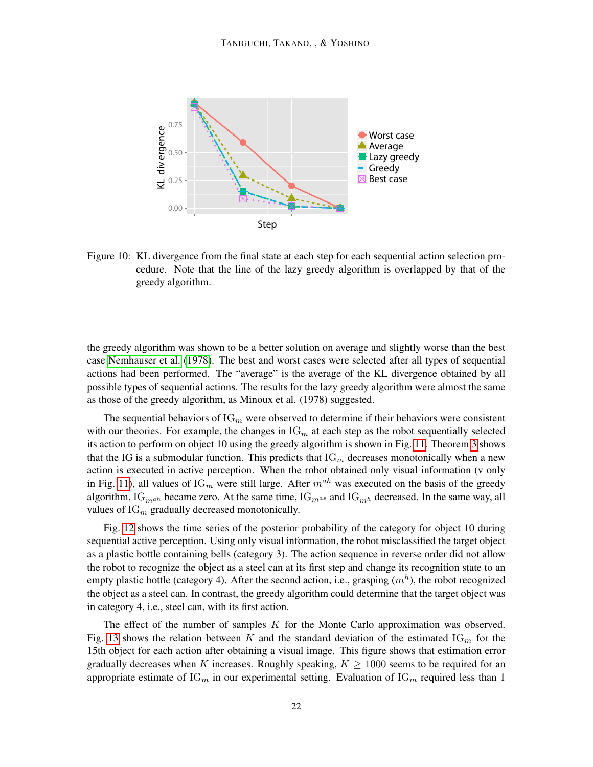Figure 10: KL divergence from the final state at each step for each sequential action selection procedure. Note that the line of the lazy greedy algorithm is overlapped by that of the greedy algorithm.

the greedy algorithm was shown to be a better solution on average and slightly worse than the best case Nemhauser et al. (1978). The best and worst cases were selected after all types of sequential actions had been performed. The "average" is the average of the KL divergence obtained by all possible types of sequential actions. The results for the lazy greedy algorithm were almost the same as those of the greedy algorithm, as Minoux et al. (1978) suggested.

The sequential behaviors of $\mathrm{IG}_m$ were observed to determine if their behaviors were consistent with our theories. For example, the changes in $\mathrm{IG}_m$ at each step as the robot sequentially selected its action to perform on object 10 using the greedy algorithm is shown in Fig. 11. Theorem 3 shows that the IG is a submodular function. This predicts that $\mathrm{IG}_m$ decreases monotonically when a new action is executed in active perception. When the robot obtained only visual information (v only in Fig. 11), all values of $\mathrm{IG}_m$ were still large. After $m^{ah}$ was executed on the basis of the greedy algorithm, $\mathrm{IG}_{m^{ah}}$ became zero. At the same time, $\mathrm{IG}_{m^{as}}$ and $\mathrm{IG}_{m^{h}}$ decreased. In the same way, all values of $\mathrm{IG}_m$ gradually decreased monotonically.

Fig. 12 shows the time series of the posterior probability of the category for object 10 during sequential active perception. Using only visual information, the robot misclassified the target object as a plastic bottle containing bells (category 3). The action sequence in reverse order did not allow the robot to recognize the object as a steel can at its first step and change its recognition state to an empty plastic bottle (category 4). After the second action, i.e., grasping ($m^h$), the robot recognized the object as a steel can. In contrast, the greedy algorithm could determine that the target object was in category 4, i.e., steel can, with its first action.

The effect of the number of samples $K$ for the Monte Carlo approximation was observed. Fig. 13 shows the relation between $K$ and the standard deviation of the estimated $\mathrm{IG}_m$ for the 15th object for each action after obtaining a visual image. This figure shows that estimation error gradually decreases when $K$ increases. Roughly speaking, $K \geq 1000$ seems to be required for an appropriate estimate of $\mathrm{IG}_m$ in our experimental setting. Evaluation of $\mathrm{IG}_m$ required less than 1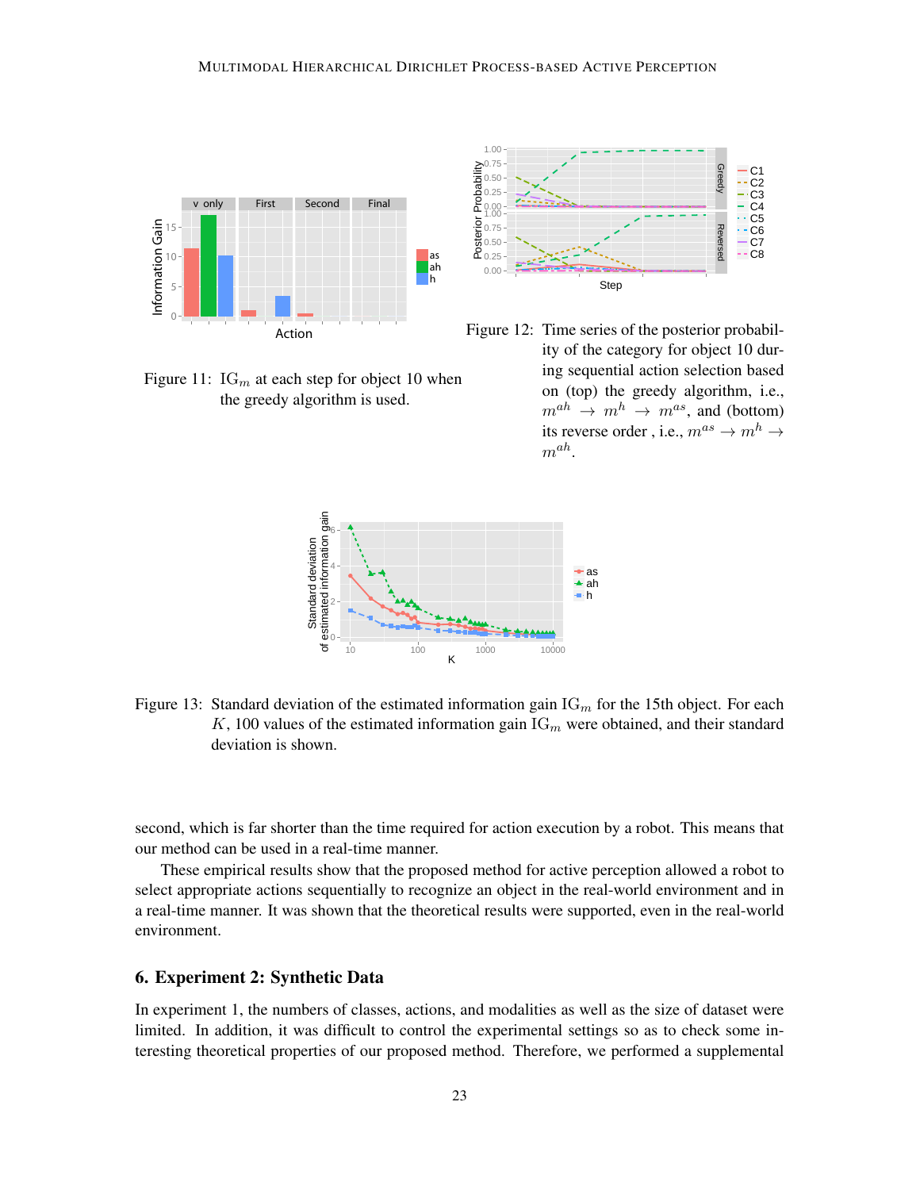Figure 11: $\mathrm{IG}_m$ at each step for object 10 when the greedy algorithm is used.

Figure 12: Time series of the posterior probability of the category for object 10 during sequential action selection based on (top) the greedy algorithm, i.e., $m^{ah} \rightarrow m^{h} \rightarrow m^{as}$, and (bottom) its reverse order , i.e., $m^{as} \rightarrow m^{h} \rightarrow m^{ah}$.

Figure 13: Standard deviation of the estimated information gain $\mathrm{IG}_m$ for the 15th object. For each $K$, 100 values of the estimated information gain $\mathrm{IG}_m$ were obtained, and their standard deviation is shown.

second, which is far shorter than the time required for action execution by a robot. This means that our method can be used in a real-time manner.

These empirical results show that the proposed method for active perception allowed a robot to select appropriate actions sequentially to recognize an object in the real-world environment and in a real-time manner. It was shown that the theoretical results were supported, even in the real-world environment.

## 6. Experiment 2: Synthetic Data

In experiment 1, the numbers of classes, actions, and modalities as well as the size of dataset were limited. In addition, it was difficult to control the experimental settings so as to check some interesting theoretical properties of our proposed method. Therefore, we performed a supplemental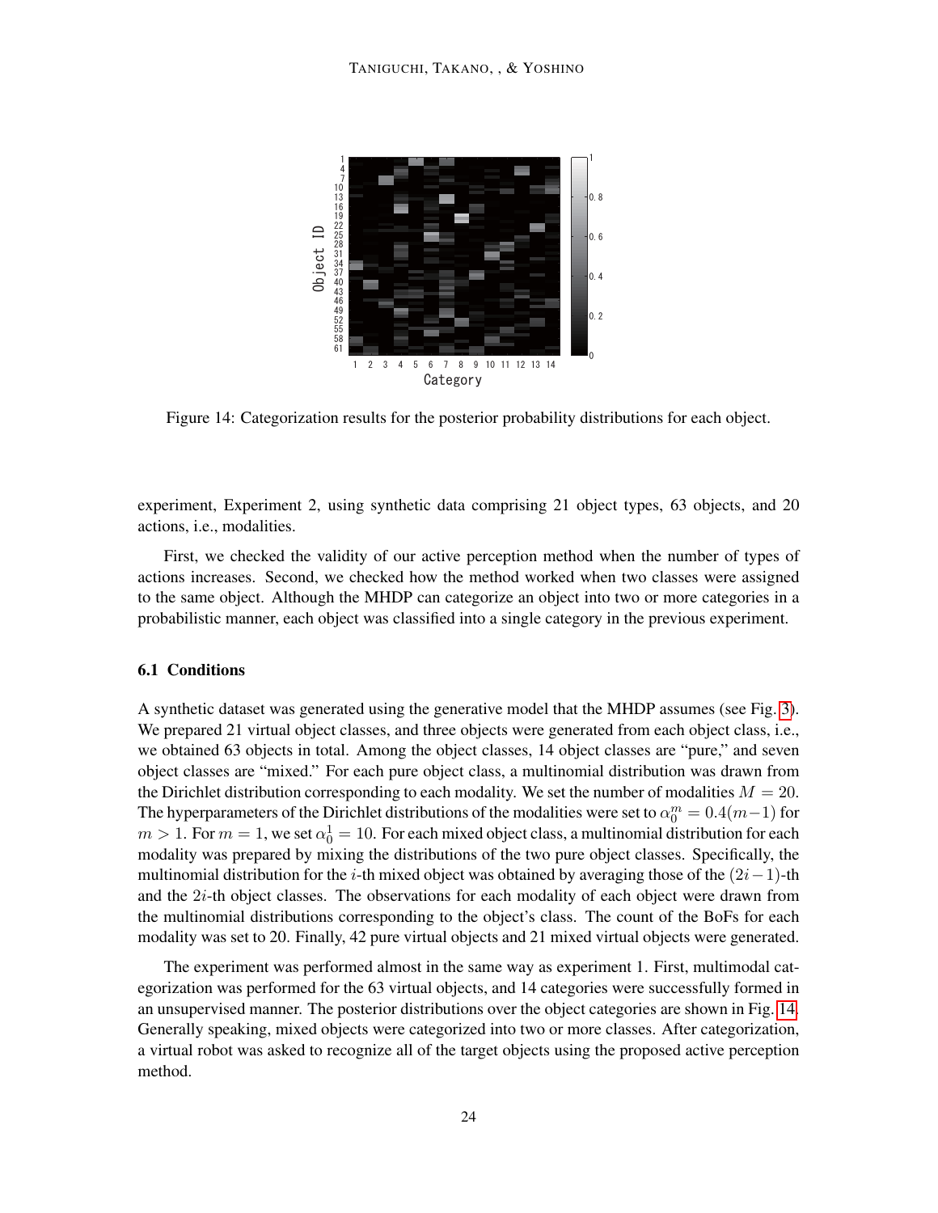Figure 14: Categorization results for the posterior probability distributions for each object.

experiment, Experiment 2, using synthetic data comprising 21 object types, 63 objects, and 20 actions, i.e., modalities.

First, we checked the validity of our active perception method when the number of types of actions increases. Second, we checked how the method worked when two classes were assigned to the same object. Although the MHDP can categorize an object into two or more categories in a probabilistic manner, each object was classified into a single category in the previous experiment.

### 6.1 Conditions

A synthetic dataset was generated using the generative model that the MHDP assumes (see Fig. 3). We prepared 21 virtual object classes, and three objects were generated from each object class, i.e., we obtained 63 objects in total. Among the object classes, 14 object classes are "pure," and seven object classes are "mixed." For each pure object class, a multinomial distribution was drawn from the Dirichlet distribution corresponding to each modality. We set the number of modalities $M = 20$. The hyperparameters of the Dirichlet distributions of the modalities were set to $\alpha_0^m = 0.4(m-1)$ for $m > 1$. For $m = 1$, we set $\alpha_0^1 = 10$. For each mixed object class, a multinomial distribution for each modality was prepared by mixing the distributions of the two pure object classes. Specifically, the multinomial distribution for the $i$-th mixed object was obtained by averaging those of the $(2i-1)$-th and the $2i$-th object classes. The observations for each modality of each object were drawn from the multinomial distributions corresponding to the object's class. The count of the BoFs for each modality was set to 20. Finally, 42 pure virtual objects and 21 mixed virtual objects were generated.

The experiment was performed almost in the same way as experiment 1. First, multimodal categorization was performed for the 63 virtual objects, and 14 categories were successfully formed in an unsupervised manner. The posterior distributions over the object categories are shown in Fig. 14. Generally speaking, mixed objects were categorized into two or more classes. After categorization, a virtual robot was asked to recognize all of the target objects using the proposed active perception method.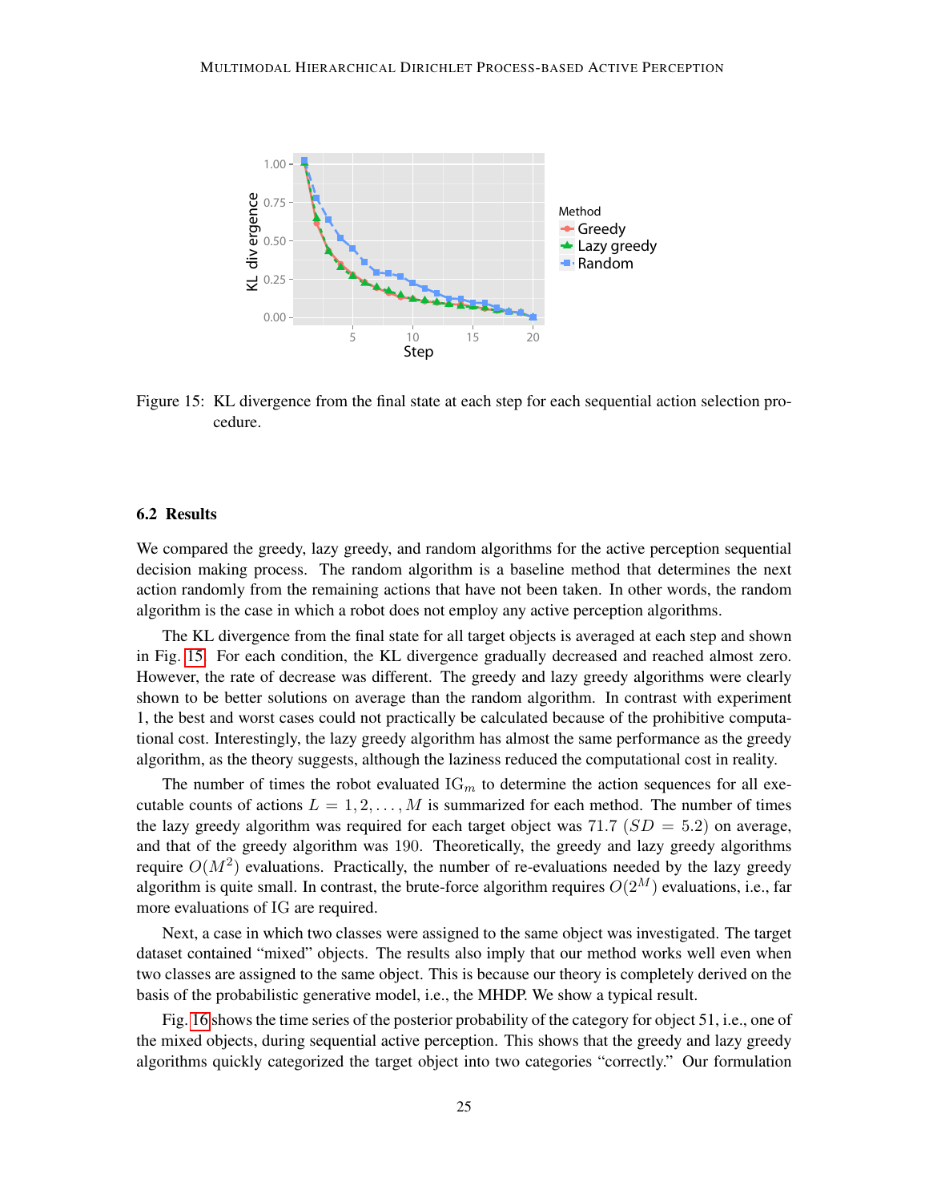Figure 15: KL divergence from the final state at each step for each sequential action selection procedure.

### 6.2 Results

We compared the greedy, lazy greedy, and random algorithms for the active perception sequential decision making process. The random algorithm is a baseline method that determines the next action randomly from the remaining actions that have not been taken. In other words, the random algorithm is the case in which a robot does not employ any active perception algorithms.

The KL divergence from the final state for all target objects is averaged at each step and shown in Fig. 15. For each condition, the KL divergence gradually decreased and reached almost zero. However, the rate of decrease was different. The greedy and lazy greedy algorithms were clearly shown to be better solutions on average than the random algorithm. In contrast with experiment 1, the best and worst cases could not practically be calculated because of the prohibitive computational cost. Interestingly, the lazy greedy algorithm has almost the same performance as the greedy algorithm, as the theory suggests, although the laziness reduced the computational cost in reality.

The number of times the robot evaluated $\mathrm{IG}_m$ to determine the action sequences for all executable counts of actions $L = 1, 2, \ldots, M$ is summarized for each method. The number of times the lazy greedy algorithm was required for each target object was 71.7 ($SD = 5.2$) on average, and that of the greedy algorithm was 190. Theoretically, the greedy and lazy greedy algorithms require $O(M^2)$ evaluations. Practically, the number of re-evaluations needed by the lazy greedy algorithm is quite small. In contrast, the brute-force algorithm requires $O(2^M)$ evaluations, i.e., far more evaluations of IG are required.

Next, a case in which two classes were assigned to the same object was investigated. The target dataset contained "mixed" objects. The results also imply that our method works well even when two classes are assigned to the same object. This is because our theory is completely derived on the basis of the probabilistic generative model, i.e., the MHDP. We show a typical result.

Fig. 16 shows the time series of the posterior probability of the category for object 51, i.e., one of the mixed objects, during sequential active perception. This shows that the greedy and lazy greedy algorithms quickly categorized the target object into two categories "correctly." Our formulation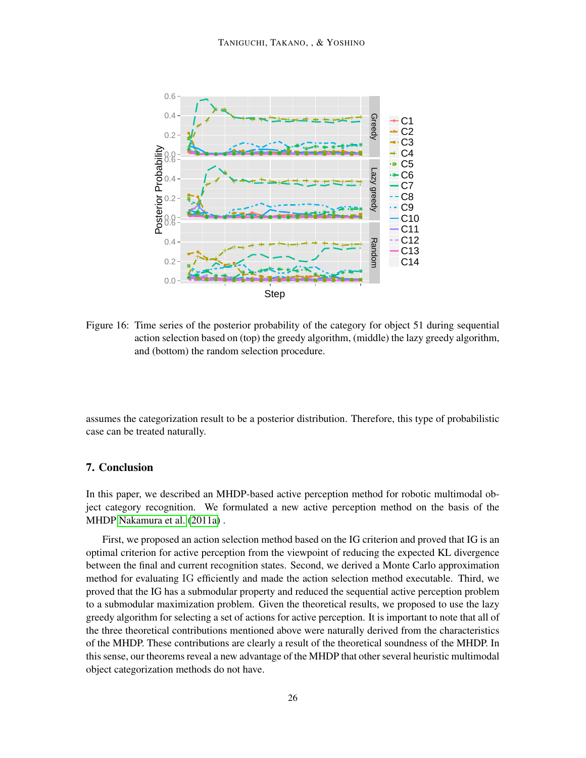Figure 16: Time series of the posterior probability of the category for object 51 during sequential action selection based on (top) the greedy algorithm, (middle) the lazy greedy algorithm, and (bottom) the random selection procedure.

assumes the categorization result to be a posterior distribution. Therefore, this type of probabilistic case can be treated naturally.

## 7. Conclusion

In this paper, we described an MHDP-based active perception method for robotic multimodal object category recognition. We formulated a new active perception method on the basis of the MHDP Nakamura et al. (2011a) .

First, we proposed an action selection method based on the IG criterion and proved that IG is an optimal criterion for active perception from the viewpoint of reducing the expected KL divergence between the final and current recognition states. Second, we derived a Monte Carlo approximation method for evaluating IG efficiently and made the action selection method executable. Third, we proved that the IG has a submodular property and reduced the sequential active perception problem to a submodular maximization problem. Given the theoretical results, we proposed to use the lazy greedy algorithm for selecting a set of actions for active perception. It is important to note that all of the three theoretical contributions mentioned above were naturally derived from the characteristics of the MHDP. These contributions are clearly a result of the theoretical soundness of the MHDP. In this sense, our theorems reveal a new advantage of the MHDP that other several heuristic multimodal object categorization methods do not have.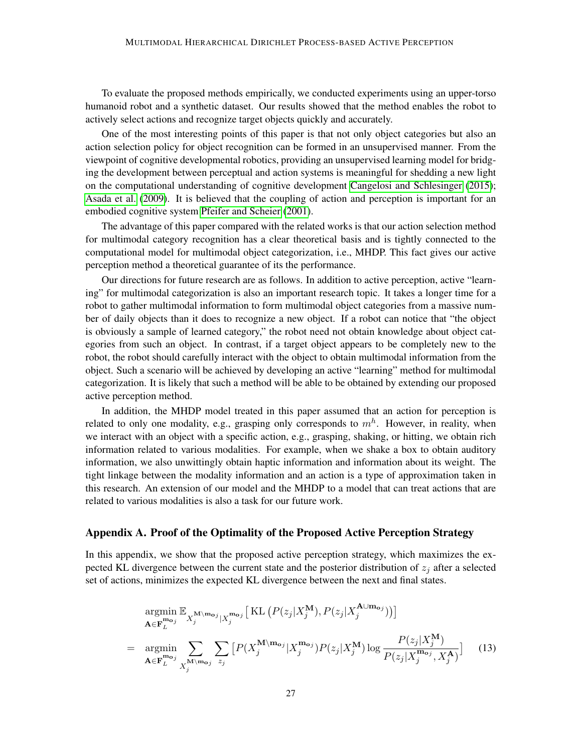To evaluate the proposed methods empirically, we conducted experiments using an upper-torso humanoid robot and a synthetic dataset. Our results showed that the method enables the robot to actively select actions and recognize target objects quickly and accurately.

One of the most interesting points of this paper is that not only object categories but also an action selection policy for object recognition can be formed in an unsupervised manner. From the viewpoint of cognitive developmental robotics, providing an unsupervised learning model for bridging the development between perceptual and action systems is meaningful for shedding a new light on the computational understanding of cognitive development Cangelosi and Schlesinger (2015); Asada et al. (2009). It is believed that the coupling of action and perception is important for an embodied cognitive system Pfeifer and Scheier (2001).

The advantage of this paper compared with the related works is that our action selection method for multimodal category recognition has a clear theoretical basis and is tightly connected to the computational model for multimodal object categorization, i.e., MHDP. This fact gives our active perception method a theoretical guarantee of its the performance.

Our directions for future research are as follows. In addition to active perception, active "learning" for multimodal categorization is also an important research topic. It takes a longer time for a robot to gather multimodal information to form multimodal object categories from a massive number of daily objects than it does to recognize a new object. If a robot can notice that "the object is obviously a sample of learned category," the robot need not obtain knowledge about object categories from such an object. In contrast, if a target object appears to be completely new to the robot, the robot should carefully interact with the object to obtain multimodal information from the object. Such a scenario will be achieved by developing an active "learning" method for multimodal categorization. It is likely that such a method will be able to be obtained by extending our proposed active perception method.

In addition, the MHDP model treated in this paper assumed that an action for perception is related to only one modality, e.g., grasping only corresponds to $m^h$. However, in reality, when we interact with an object with a specific action, e.g., grasping, shaking, or hitting, we obtain rich information related to various modalities. For example, when we shake a box to obtain auditory information, we also unwittingly obtain haptic information and information about its weight. The tight linkage between the modality information and an action is a type of approximation taken in this research. An extension of our model and the MHDP to a model that can treat actions that are related to various modalities is also a task for our future work.

## Appendix A. Proof of the Optimality of the Proposed Active Perception Strategy

In this appendix, we show that the proposed active perception strategy, which maximizes the expected KL divergence between the current state and the posterior distribution of $z_j$ after a selected set of actions, minimizes the expected KL divergence between the next and final states.

$$
\begin{aligned}
& \underset{\mathbf{A} \in \mathbf{F}_L^{\mathbf{m}_{oj}}}{\operatorname{argmin}} \, \mathbb{E}_{X_j^{\mathbf{M} \setminus \mathbf{m}_{oj}} | X_j^{\mathbf{m}_{oj}}} \left[ \mathrm{KL}\left( P(z_j | X_j^{\mathbf{M}}), P(z_j | X_j^{\mathbf{A} \cup \mathbf{m}_{oj}}) \right) \right] \\
= \; & \underset{\mathbf{A} \in \mathbf{F}_L^{\mathbf{m}_{oj}}}{\operatorname{argmin}} \sum_{X_j^{\mathbf{M} \setminus \mathbf{m}_{oj}}} \sum_{z_j} \left[ P(X_j^{\mathbf{M} \setminus \mathbf{m}_{oj}} | X_j^{\mathbf{m}_{oj}}) P(z_j | X_j^{\mathbf{M}}) \log \frac{P(z_j | X_j^{\mathbf{M}})}{P(z_j | X_j^{\mathbf{m}_{oj}}, X_j^{\mathbf{A}})} \right]
\end{aligned} \tag{13}
$$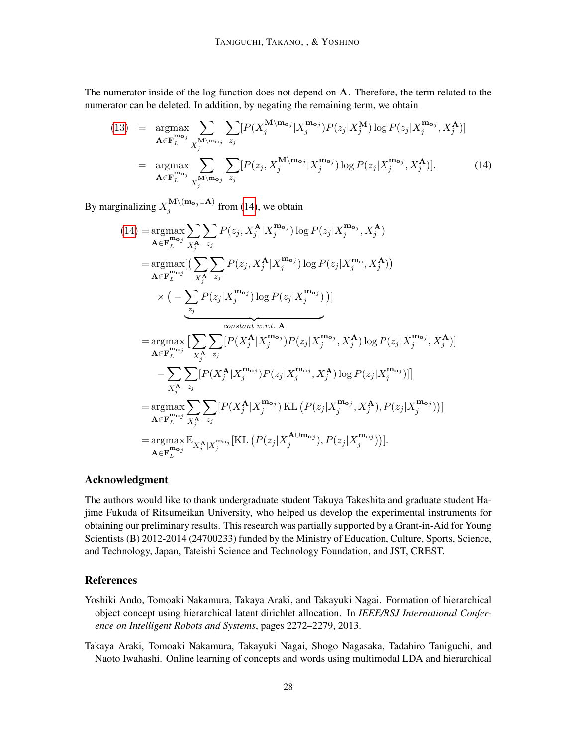The numerator inside of the log function does not depend on $\mathbf{A}$. Therefore, the term related to the numerator can be deleted. In addition, by negating the remaining term, we obtain

$$
\begin{aligned}
(13) &= \underset{\mathbf{A}\in\mathbf{F}_L^{\mathbf{m}_{o_j}}}{\operatorname{argmax}} \sum_{X_j^{\mathbf{M}\setminus\mathbf{m}_{o_j}}} \sum_{z_j} [P(X_j^{\mathbf{M}\setminus\mathbf{m}_{o_j}}|X_j^{\mathbf{m}_{o_j}})P(z_j|X_j^{\mathbf{M}}) \log P(z_j|X_j^{\mathbf{m}_{o_j}}, X_j^{\mathbf{A}})] \\
&= \underset{\mathbf{A}\in\mathbf{F}_L^{\mathbf{m}_{o_j}}}{\operatorname{argmax}} \sum_{X_j^{\mathbf{M}\setminus\mathbf{m}_{o_j}}} \sum_{z_j} [P(z_j, X_j^{\mathbf{M}\setminus\mathbf{m}_{o_j}}|X_j^{\mathbf{m}_{o_j}}) \log P(z_j|X_j^{\mathbf{m}_{o_j}}, X_j^{\mathbf{A}})]. \qquad (14)
\end{aligned}
$$

By marginalizing $X_j^{\mathbf{M}\setminus(\mathbf{m}_{o_j}\cup\mathbf{A})}$ from (14), we obtain

$$
\begin{aligned}
(14) &= \underset{\mathbf{A}\in\mathbf{F}_L^{\mathbf{m}_{o_j}}}{\operatorname{argmax}} \sum_{X_j^{\mathbf{A}}} \sum_{z_j} P(z_j, X_j^{\mathbf{A}}|X_j^{\mathbf{m}_{o_j}}) \log P(z_j|X_j^{\mathbf{m}_{o_j}}, X_j^{\mathbf{A}}) \\
&= \underset{\mathbf{A}\in\mathbf{F}_L^{\mathbf{m}_{o_j}}}{\operatorname{argmax}} \Big[\Big( \sum_{X_j^{\mathbf{A}}} \sum_{z_j} P(z_j, X_j^{\mathbf{A}}|X_j^{\mathbf{m}_{o_j}}) \log P(z_j|X_j^{\mathbf{m}_o}, X_j^{\mathbf{A}})\Big) \\
&\quad \times \underbrace{\Big( - \sum_{z_j} P(z_j|X_j^{\mathbf{m}_{o_j}}) \log P(z_j|X_j^{\mathbf{m}_{o_j}})\Big)}_{constant\ w.r.t.\ \mathbf{A}}\Big] \\
&= \underset{\mathbf{A}\in\mathbf{F}_L^{\mathbf{m}_{o_j}}}{\operatorname{argmax}} \Big[ \sum_{X_j^{\mathbf{A}}} \sum_{z_j} [P(X_j^{\mathbf{A}}|X_j^{\mathbf{m}_{o_j}}) P(z_j|X_j^{\mathbf{m}_{o_j}}, X_j^{\mathbf{A}}) \log P(z_j|X_j^{\mathbf{m}_{o_j}}, X_j^{\mathbf{A}})] \\
&\quad - \sum_{X_j^{\mathbf{A}}} \sum_{z_j} [P(X_j^{\mathbf{A}}|X_j^{\mathbf{m}_{o_j}}) P(z_j|X_j^{\mathbf{m}_{o_j}}, X_j^{\mathbf{A}}) \log P(z_j|X_j^{\mathbf{m}_{o_j}})]\Big] \\
&= \underset{\mathbf{A}\in\mathbf{F}_L^{\mathbf{m}_{o_j}}}{\operatorname{argmax}} \sum_{X_j^{\mathbf{A}}} \sum_{z_j} [P(X_j^{\mathbf{A}}|X_j^{\mathbf{m}_{o_j}}) \operatorname{KL}\big(P(z_j|X_j^{\mathbf{m}_{o_j}}, X_j^{\mathbf{A}}), P(z_j|X_j^{\mathbf{m}_{o_j}})\big)] \\
&= \underset{\mathbf{A}\in\mathbf{F}_L^{\mathbf{m}_{o_j}}}{\operatorname{argmax}} \mathbb{E}_{X_j^{\mathbf{A}}|X_j^{\mathbf{m}_{o_j}}} [\operatorname{KL}\big(P(z_j|X_j^{\mathbf{A}\cup\mathbf{m}_{o_j}}), P(z_j|X_j^{\mathbf{m}_{o_j}})\big)].
\end{aligned}
$$

## Acknowledgment

The authors would like to thank undergraduate student Takuya Takeshita and graduate student Hajime Fukuda of Ritsumeikan University, who helped us develop the experimental instruments for obtaining our preliminary results. This research was partially supported by a Grant-in-Aid for Young Scientists (B) 2012-2014 (24700233) funded by the Ministry of Education, Culture, Sports, Science, and Technology, Japan, Tateishi Science and Technology Foundation, and JST, CREST.

## References

Yoshiki Ando, Tomoaki Nakamura, Takaya Araki, and Takayuki Nagai. Formation of hierarchical object concept using hierarchical latent dirichlet allocation. In *IEEE/RSJ International Conference on Intelligent Robots and Systems*, pages 2272–2279, 2013.

Takaya Araki, Tomoaki Nakamura, Takayuki Nagai, Shogo Nagasaka, Tadahiro Taniguchi, and Naoto Iwahashi. Online learning of concepts and words using multimodal LDA and hierarchical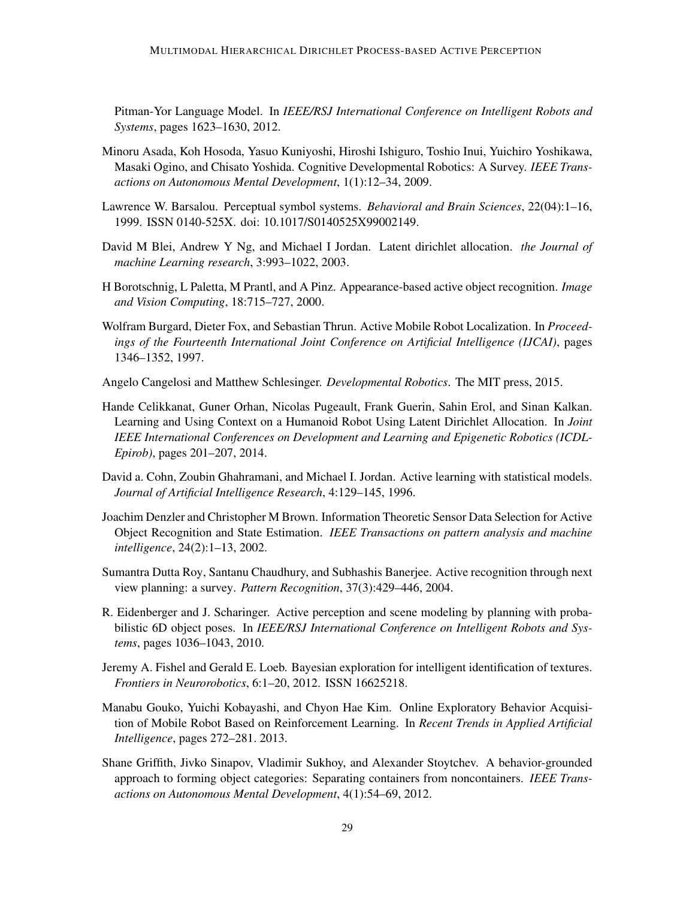Pitman-Yor Language Model. In *IEEE/RSJ International Conference on Intelligent Robots and Systems*, pages 1623–1630, 2012.

Minoru Asada, Koh Hosoda, Yasuo Kuniyoshi, Hiroshi Ishiguro, Toshio Inui, Yuichiro Yoshikawa, Masaki Ogino, and Chisato Yoshida. Cognitive Developmental Robotics: A Survey. *IEEE Transactions on Autonomous Mental Development*, 1(1):12–34, 2009.

Lawrence W. Barsalou. Perceptual symbol systems. *Behavioral and Brain Sciences*, 22(04):1–16, 1999. ISSN 0140-525X. doi: 10.1017/S0140525X99002149.

David M Blei, Andrew Y Ng, and Michael I Jordan. Latent dirichlet allocation. *the Journal of machine Learning research*, 3:993–1022, 2003.

H Borotschnig, L Paletta, M Prantl, and A Pinz. Appearance-based active object recognition. *Image and Vision Computing*, 18:715–727, 2000.

Wolfram Burgard, Dieter Fox, and Sebastian Thrun. Active Mobile Robot Localization. In *Proceedings of the Fourteenth International Joint Conference on Artificial Intelligence (IJCAI)*, pages 1346–1352, 1997.

Angelo Cangelosi and Matthew Schlesinger. *Developmental Robotics*. The MIT press, 2015.

Hande Celikkanat, Guner Orhan, Nicolas Pugeault, Frank Guerin, Sahin Erol, and Sinan Kalkan. Learning and Using Context on a Humanoid Robot Using Latent Dirichlet Allocation. In *Joint IEEE International Conferences on Development and Learning and Epigenetic Robotics (ICDL-Epirob)*, pages 201–207, 2014.

David a. Cohn, Zoubin Ghahramani, and Michael I. Jordan. Active learning with statistical models. *Journal of Artificial Intelligence Research*, 4:129–145, 1996.

Joachim Denzler and Christopher M Brown. Information Theoretic Sensor Data Selection for Active Object Recognition and State Estimation. *IEEE Transactions on pattern analysis and machine intelligence*, 24(2):1–13, 2002.

Sumantra Dutta Roy, Santanu Chaudhury, and Subhashis Banerjee. Active recognition through next view planning: a survey. *Pattern Recognition*, 37(3):429–446, 2004.

R. Eidenberger and J. Scharinger. Active perception and scene modeling by planning with probabilistic 6D object poses. In *IEEE/RSJ International Conference on Intelligent Robots and Systems*, pages 1036–1043, 2010.

Jeremy A. Fishel and Gerald E. Loeb. Bayesian exploration for intelligent identification of textures. *Frontiers in Neurorobotics*, 6:1–20, 2012. ISSN 16625218.

Manabu Gouko, Yuichi Kobayashi, and Chyon Hae Kim. Online Exploratory Behavior Acquisition of Mobile Robot Based on Reinforcement Learning. In *Recent Trends in Applied Artificial Intelligence*, pages 272–281. 2013.

Shane Griffith, Jivko Sinapov, Vladimir Sukhoy, and Alexander Stoytchev. A behavior-grounded approach to forming object categories: Separating containers from noncontainers. *IEEE Transactions on Autonomous Mental Development*, 4(1):54–69, 2012.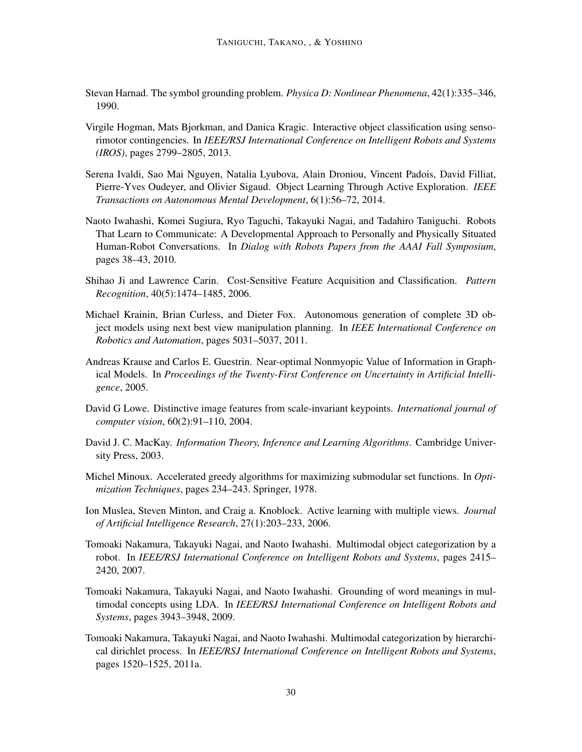Stevan Harnad. The symbol grounding problem. *Physica D: Nonlinear Phenomena*, 42(1):335–346, 1990.

Virgile Hogman, Mats Bjorkman, and Danica Kragic. Interactive object classification using sensorimotor contingencies. In *IEEE/RSJ International Conference on Intelligent Robots and Systems (IROS)*, pages 2799–2805, 2013.

Serena Ivaldi, Sao Mai Nguyen, Natalia Lyubova, Alain Droniou, Vincent Padois, David Filliat, Pierre-Yves Oudeyer, and Olivier Sigaud. Object Learning Through Active Exploration. *IEEE Transactions on Autonomous Mental Development*, 6(1):56–72, 2014.

Naoto Iwahashi, Komei Sugiura, Ryo Taguchi, Takayuki Nagai, and Tadahiro Taniguchi. Robots That Learn to Communicate: A Developmental Approach to Personally and Physically Situated Human-Robot Conversations. In *Dialog with Robots Papers from the AAAI Fall Symposium*, pages 38–43, 2010.

Shihao Ji and Lawrence Carin. Cost-Sensitive Feature Acquisition and Classification. *Pattern Recognition*, 40(5):1474–1485, 2006.

Michael Krainin, Brian Curless, and Dieter Fox. Autonomous generation of complete 3D object models using next best view manipulation planning. In *IEEE International Conference on Robotics and Automation*, pages 5031–5037, 2011.

Andreas Krause and Carlos E. Guestrin. Near-optimal Nonmyopic Value of Information in Graphical Models. In *Proceedings of the Twenty-First Conference on Uncertainty in Artificial Intelligence*, 2005.

David G Lowe. Distinctive image features from scale-invariant keypoints. *International journal of computer vision*, 60(2):91–110, 2004.

David J. C. MacKay. *Information Theory, Inference and Learning Algorithms*. Cambridge University Press, 2003.

Michel Minoux. Accelerated greedy algorithms for maximizing submodular set functions. In *Optimization Techniques*, pages 234–243. Springer, 1978.

Ion Muslea, Steven Minton, and Craig a. Knoblock. Active learning with multiple views. *Journal of Artificial Intelligence Research*, 27(1):203–233, 2006.

Tomoaki Nakamura, Takayuki Nagai, and Naoto Iwahashi. Multimodal object categorization by a robot. In *IEEE/RSJ International Conference on Intelligent Robots and Systems*, pages 2415–2420, 2007.

Tomoaki Nakamura, Takayuki Nagai, and Naoto Iwahashi. Grounding of word meanings in multimodal concepts using LDA. In *IEEE/RSJ International Conference on Intelligent Robots and Systems*, pages 3943–3948, 2009.

Tomoaki Nakamura, Takayuki Nagai, and Naoto Iwahashi. Multimodal categorization by hierarchical dirichlet process. In *IEEE/RSJ International Conference on Intelligent Robots and Systems*, pages 1520–1525, 2011a.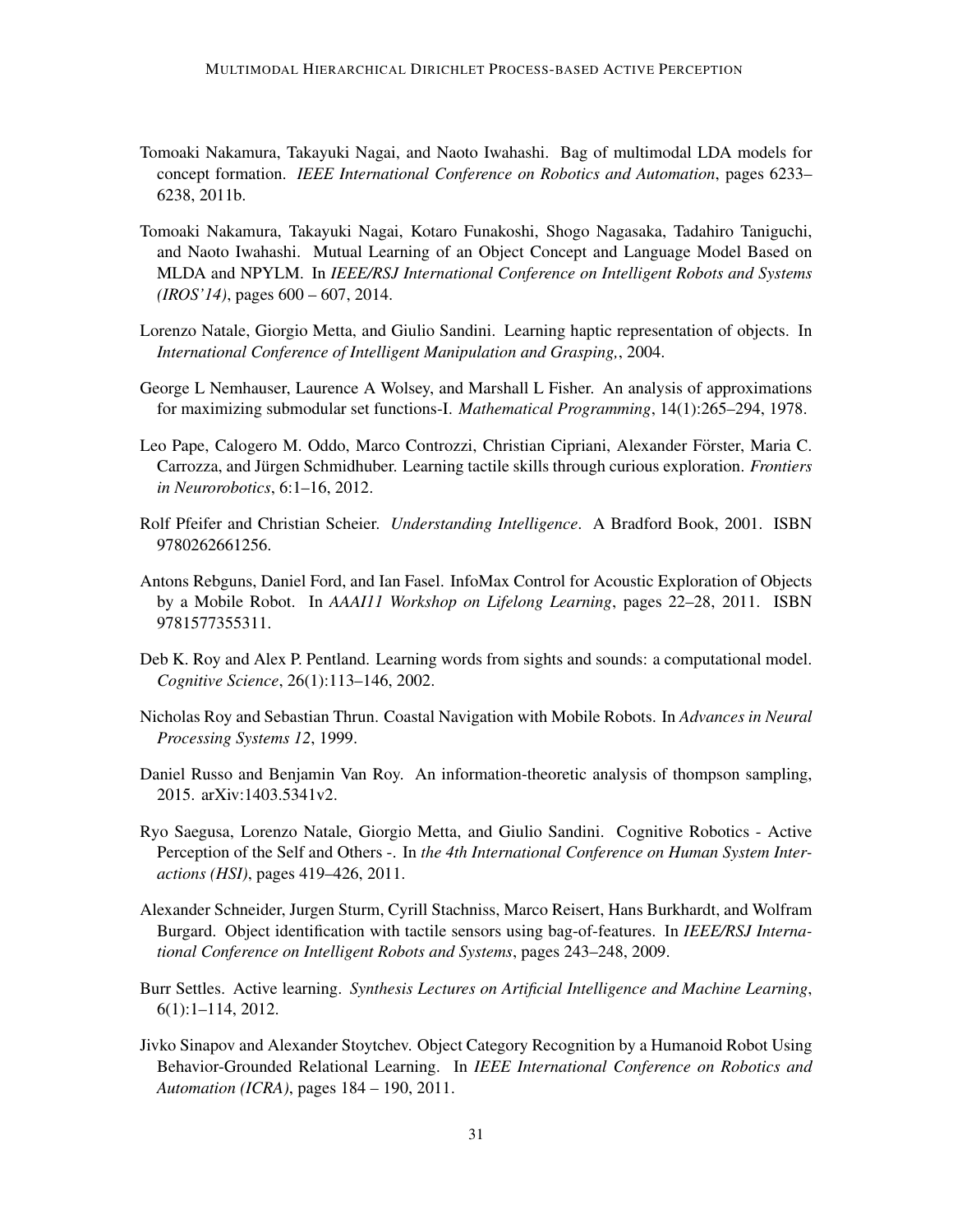Tomoaki Nakamura, Takayuki Nagai, and Naoto Iwahashi. Bag of multimodal LDA models for concept formation. *IEEE International Conference on Robotics and Automation*, pages 6233–6238, 2011b.

Tomoaki Nakamura, Takayuki Nagai, Kotaro Funakoshi, Shogo Nagasaka, Tadahiro Taniguchi, and Naoto Iwahashi. Mutual Learning of an Object Concept and Language Model Based on MLDA and NPYLM. In *IEEE/RSJ International Conference on Intelligent Robots and Systems (IROS'14)*, pages 600 – 607, 2014.

Lorenzo Natale, Giorgio Metta, and Giulio Sandini. Learning haptic representation of objects. In *International Conference of Intelligent Manipulation and Grasping,*, 2004.

George L Nemhauser, Laurence A Wolsey, and Marshall L Fisher. An analysis of approximations for maximizing submodular set functions-I. *Mathematical Programming*, 14(1):265–294, 1978.

Leo Pape, Calogero M. Oddo, Marco Controzzi, Christian Cipriani, Alexander Förster, Maria C. Carrozza, and Jürgen Schmidhuber. Learning tactile skills through curious exploration. *Frontiers in Neurorobotics*, 6:1–16, 2012.

Rolf Pfeifer and Christian Scheier. *Understanding Intelligence*. A Bradford Book, 2001. ISBN 9780262661256.

Antons Rebguns, Daniel Ford, and Ian Fasel. InfoMax Control for Acoustic Exploration of Objects by a Mobile Robot. In *AAAI11 Workshop on Lifelong Learning*, pages 22–28, 2011. ISBN 9781577355311.

Deb K. Roy and Alex P. Pentland. Learning words from sights and sounds: a computational model. *Cognitive Science*, 26(1):113–146, 2002.

Nicholas Roy and Sebastian Thrun. Coastal Navigation with Mobile Robots. In *Advances in Neural Processing Systems 12*, 1999.

Daniel Russo and Benjamin Van Roy. An information-theoretic analysis of thompson sampling, 2015. arXiv:1403.5341v2.

Ryo Saegusa, Lorenzo Natale, Giorgio Metta, and Giulio Sandini. Cognitive Robotics - Active Perception of the Self and Others -. In *the 4th International Conference on Human System Interactions (HSI)*, pages 419–426, 2011.

Alexander Schneider, Jurgen Sturm, Cyrill Stachniss, Marco Reisert, Hans Burkhardt, and Wolfram Burgard. Object identification with tactile sensors using bag-of-features. In *IEEE/RSJ International Conference on Intelligent Robots and Systems*, pages 243–248, 2009.

Burr Settles. Active learning. *Synthesis Lectures on Artificial Intelligence and Machine Learning*, 6(1):1–114, 2012.

Jivko Sinapov and Alexander Stoytchev. Object Category Recognition by a Humanoid Robot Using Behavior-Grounded Relational Learning. In *IEEE International Conference on Robotics and Automation (ICRA)*, pages 184 – 190, 2011.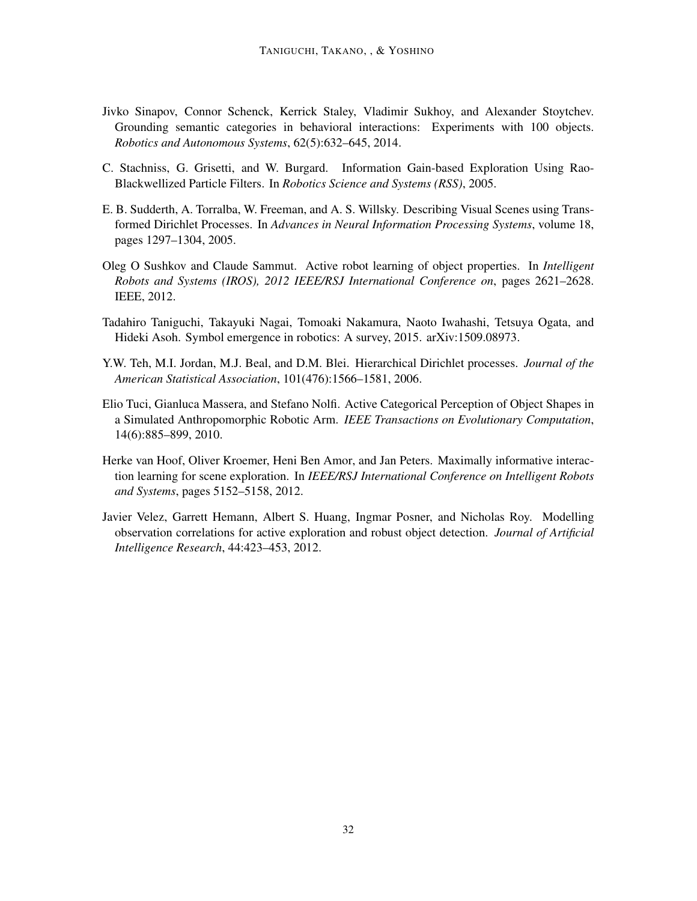Jivko Sinapov, Connor Schenck, Kerrick Staley, Vladimir Sukhoy, and Alexander Stoytchev. Grounding semantic categories in behavioral interactions: Experiments with 100 objects. *Robotics and Autonomous Systems*, 62(5):632–645, 2014.

C. Stachniss, G. Grisetti, and W. Burgard. Information Gain-based Exploration Using Rao-Blackwellized Particle Filters. In *Robotics Science and Systems (RSS)*, 2005.

E. B. Sudderth, A. Torralba, W. Freeman, and A. S. Willsky. Describing Visual Scenes using Transformed Dirichlet Processes. In *Advances in Neural Information Processing Systems*, volume 18, pages 1297–1304, 2005.

Oleg O Sushkov and Claude Sammut. Active robot learning of object properties. In *Intelligent Robots and Systems (IROS), 2012 IEEE/RSJ International Conference on*, pages 2621–2628. IEEE, 2012.

Tadahiro Taniguchi, Takayuki Nagai, Tomoaki Nakamura, Naoto Iwahashi, Tetsuya Ogata, and Hideki Asoh. Symbol emergence in robotics: A survey, 2015. arXiv:1509.08973.

Y.W. Teh, M.I. Jordan, M.J. Beal, and D.M. Blei. Hierarchical Dirichlet processes. *Journal of the American Statistical Association*, 101(476):1566–1581, 2006.

Elio Tuci, Gianluca Massera, and Stefano Nolfi. Active Categorical Perception of Object Shapes in a Simulated Anthropomorphic Robotic Arm. *IEEE Transactions on Evolutionary Computation*, 14(6):885–899, 2010.

Herke van Hoof, Oliver Kroemer, Heni Ben Amor, and Jan Peters. Maximally informative interaction learning for scene exploration. In *IEEE/RSJ International Conference on Intelligent Robots and Systems*, pages 5152–5158, 2012.

Javier Velez, Garrett Hemann, Albert S. Huang, Ingmar Posner, and Nicholas Roy. Modelling observation correlations for active exploration and robust object detection. *Journal of Artificial Intelligence Research*, 44:423–453, 2012.